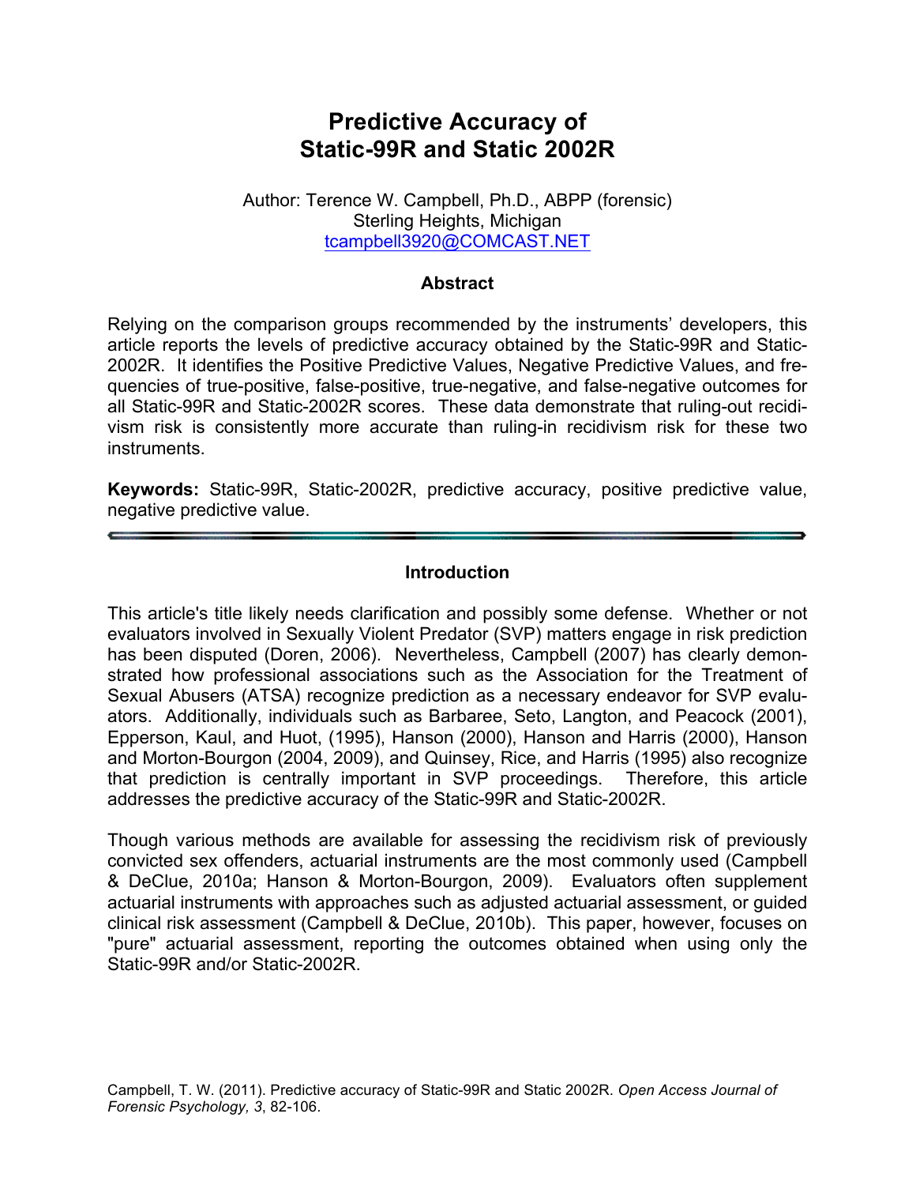# Predictive Accuracy of Static-99R and Static 2002R

Author: Terence W. Campbell, Ph.D., ABPP (forensic)
Sterling Heights, Michigan
tcampbell3920@COMCAST.NET

## Abstract

Relying on the comparison groups recommended by the instruments' developers, this article reports the levels of predictive accuracy obtained by the Static-99R and Static-2002R. It identifies the Positive Predictive Values, Negative Predictive Values, and frequencies of true-positive, false-positive, true-negative, and false-negative outcomes for all Static-99R and Static-2002R scores. These data demonstrate that ruling-out recidivism risk is consistently more accurate than ruling-in recidivism risk for these two instruments.

**Keywords:** Static-99R, Static-2002R, predictive accuracy, positive predictive value, negative predictive value.

---

## Introduction

This article's title likely needs clarification and possibly some defense. Whether or not evaluators involved in Sexually Violent Predator (SVP) matters engage in risk prediction has been disputed (Doren, 2006). Nevertheless, Campbell (2007) has clearly demonstrated how professional associations such as the Association for the Treatment of Sexual Abusers (ATSA) recognize prediction as a necessary endeavor for SVP evaluators. Additionally, individuals such as Barbaree, Seto, Langton, and Peacock (2001), Epperson, Kaul, and Huot, (1995), Hanson (2000), Hanson and Harris (2000), Hanson and Morton-Bourgon (2004, 2009), and Quinsey, Rice, and Harris (1995) also recognize that prediction is centrally important in SVP proceedings. Therefore, this article addresses the predictive accuracy of the Static-99R and Static-2002R.

Though various methods are available for assessing the recidivism risk of previously convicted sex offenders, actuarial instruments are the most commonly used (Campbell & DeClue, 2010a; Hanson & Morton-Bourgon, 2009). Evaluators often supplement actuarial instruments with approaches such as adjusted actuarial assessment, or guided clinical risk assessment (Campbell & DeClue, 2010b). This paper, however, focuses on "pure" actuarial assessment, reporting the outcomes obtained when using only the Static-99R and/or Static-2002R.

Campbell, T. W. (2011). Predictive accuracy of Static-99R and Static 2002R. *Open Access Journal of Forensic Psychology, 3*, 82-106.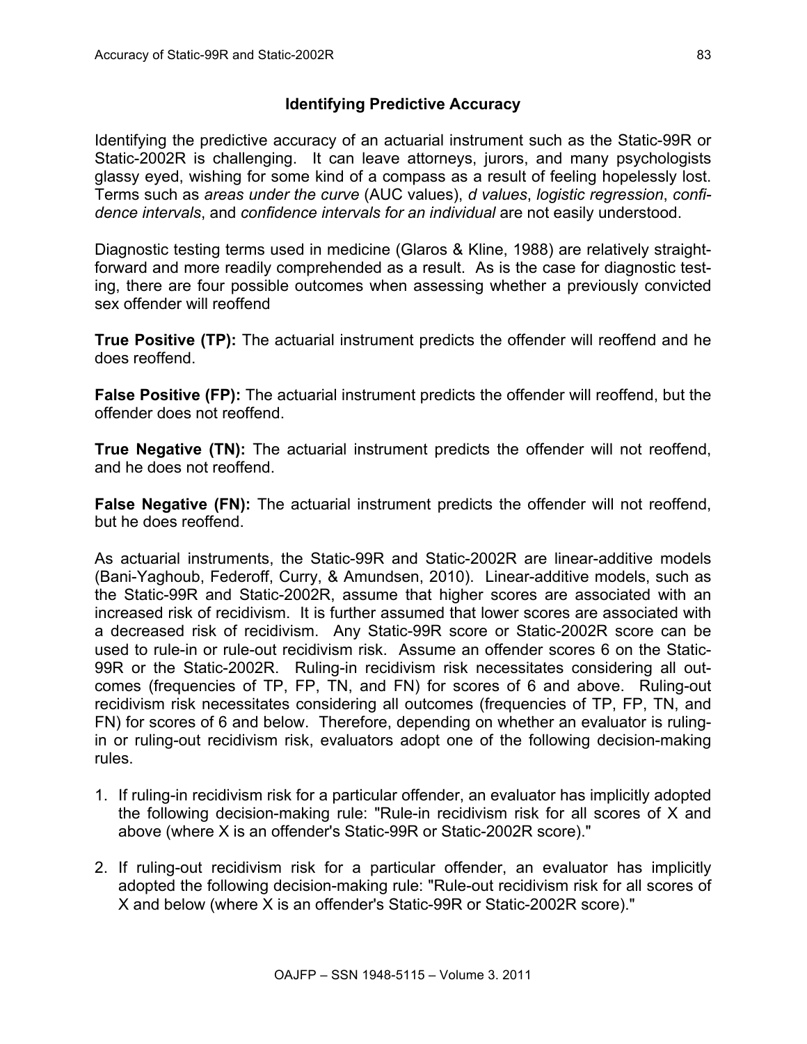### Identifying Predictive Accuracy

Identifying the predictive accuracy of an actuarial instrument such as the Static-99R or Static-2002R is challenging. It can leave attorneys, jurors, and many psychologists glassy eyed, wishing for some kind of a compass as a result of feeling hopelessly lost. Terms such as *areas under the curve* (AUC values), *d values*, *logistic regression*, *confidence intervals*, and *confidence intervals for an individual* are not easily understood.

Diagnostic testing terms used in medicine (Glaros & Kline, 1988) are relatively straightforward and more readily comprehended as a result. As is the case for diagnostic testing, there are four possible outcomes when assessing whether a previously convicted sex offender will reoffend

**True Positive (TP):** The actuarial instrument predicts the offender will reoffend and he does reoffend.

**False Positive (FP):** The actuarial instrument predicts the offender will reoffend, but the offender does not reoffend.

**True Negative (TN):** The actuarial instrument predicts the offender will not reoffend, and he does not reoffend.

**False Negative (FN):** The actuarial instrument predicts the offender will not reoffend, but he does reoffend.

As actuarial instruments, the Static-99R and Static-2002R are linear-additive models (Bani-Yaghoub, Federoff, Curry, & Amundsen, 2010). Linear-additive models, such as the Static-99R and Static-2002R, assume that higher scores are associated with an increased risk of recidivism. It is further assumed that lower scores are associated with a decreased risk of recidivism. Any Static-99R score or Static-2002R score can be used to rule-in or rule-out recidivism risk. Assume an offender scores 6 on the Static-99R or the Static-2002R. Ruling-in recidivism risk necessitates considering all outcomes (frequencies of TP, FP, TN, and FN) for scores of 6 and above. Ruling-out recidivism risk necessitates considering all outcomes (frequencies of TP, FP, TN, and FN) for scores of 6 and below. Therefore, depending on whether an evaluator is ruling-in or ruling-out recidivism risk, evaluators adopt one of the following decision-making rules.

1. If ruling-in recidivism risk for a particular offender, an evaluator has implicitly adopted the following decision-making rule: "Rule-in recidivism risk for all scores of X and above (where X is an offender's Static-99R or Static-2002R score)."

2. If ruling-out recidivism risk for a particular offender, an evaluator has implicitly adopted the following decision-making rule: "Rule-out recidivism risk for all scores of X and below (where X is an offender's Static-99R or Static-2002R score)."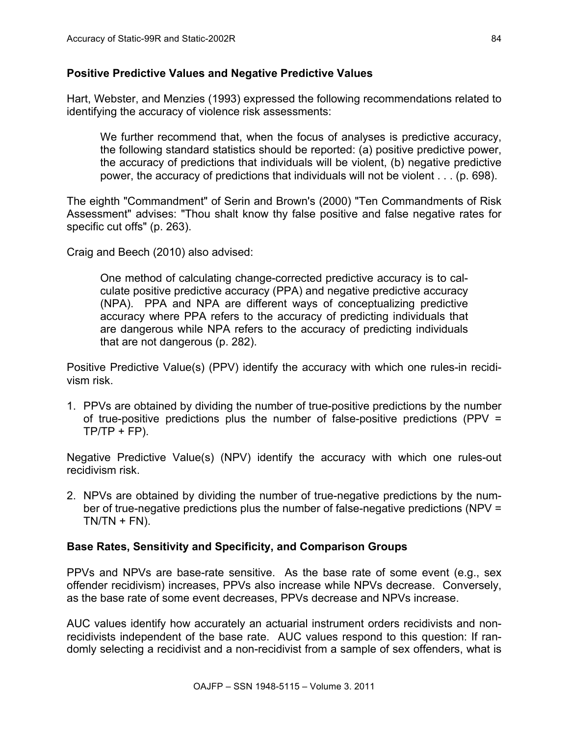### Positive Predictive Values and Negative Predictive Values

Hart, Webster, and Menzies (1993) expressed the following recommendations related to identifying the accuracy of violence risk assessments:

> We further recommend that, when the focus of analyses is predictive accuracy, the following standard statistics should be reported: (a) positive predictive power, the accuracy of predictions that individuals will be violent, (b) negative predictive power, the accuracy of predictions that individuals will not be violent . . . (p. 698).

The eighth "Commandment" of Serin and Brown's (2000) "Ten Commandments of Risk Assessment" advises: "Thou shalt know thy false positive and false negative rates for specific cut offs" (p. 263).

Craig and Beech (2010) also advised:

> One method of calculating change-corrected predictive accuracy is to calculate positive predictive accuracy (PPA) and negative predictive accuracy (NPA). PPA and NPA are different ways of conceptualizing predictive accuracy where PPA refers to the accuracy of predicting individuals that are dangerous while NPA refers to the accuracy of predicting individuals that are not dangerous (p. 282).

Positive Predictive Value(s) (PPV) identify the accuracy with which one rules-in recidivism risk.

1. PPVs are obtained by dividing the number of true-positive predictions by the number of true-positive predictions plus the number of false-positive predictions (PPV = TP/TP + FP).

Negative Predictive Value(s) (NPV) identify the accuracy with which one rules-out recidivism risk.

2. NPVs are obtained by dividing the number of true-negative predictions by the number of true-negative predictions plus the number of false-negative predictions (NPV = TN/TN + FN).

### Base Rates, Sensitivity and Specificity, and Comparison Groups

PPVs and NPVs are base-rate sensitive. As the base rate of some event (e.g., sex offender recidivism) increases, PPVs also increase while NPVs decrease. Conversely, as the base rate of some event decreases, PPVs decrease and NPVs increase.

AUC values identify how accurately an actuarial instrument orders recidivists and non-recidivists independent of the base rate. AUC values respond to this question: If randomly selecting a recidivist and a non-recidivist from a sample of sex offenders, what is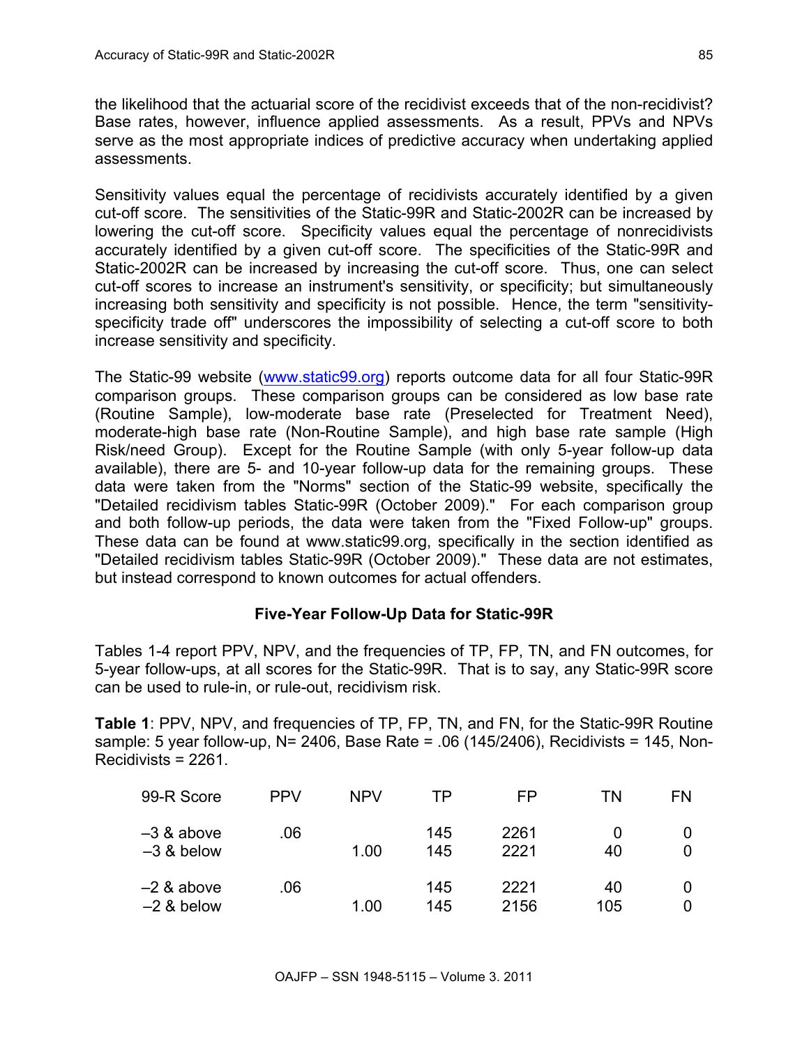the likelihood that the actuarial score of the recidivist exceeds that of the non-recidivist? Base rates, however, influence applied assessments. As a result, PPVs and NPVs serve as the most appropriate indices of predictive accuracy when undertaking applied assessments.

Sensitivity values equal the percentage of recidivists accurately identified by a given cut-off score. The sensitivities of the Static-99R and Static-2002R can be increased by lowering the cut-off score. Specificity values equal the percentage of nonrecidivists accurately identified by a given cut-off score. The specificities of the Static-99R and Static-2002R can be increased by increasing the cut-off score. Thus, one can select cut-off scores to increase an instrument's sensitivity, or specificity; but simultaneously increasing both sensitivity and specificity is not possible. Hence, the term "sensitivity-specificity trade off" underscores the impossibility of selecting a cut-off score to both increase sensitivity and specificity.

The Static-99 website (www.static99.org) reports outcome data for all four Static-99R comparison groups. These comparison groups can be considered as low base rate (Routine Sample), low-moderate base rate (Preselected for Treatment Need), moderate-high base rate (Non-Routine Sample), and high base rate sample (High Risk/need Group). Except for the Routine Sample (with only 5-year follow-up data available), there are 5- and 10-year follow-up data for the remaining groups. These data were taken from the "Norms" section of the Static-99 website, specifically the "Detailed recidivism tables Static-99R (October 2009)." For each comparison group and both follow-up periods, the data were taken from the "Fixed Follow-up" groups. These data can be found at www.static99.org, specifically in the section identified as "Detailed recidivism tables Static-99R (October 2009)." These data are not estimates, but instead correspond to known outcomes for actual offenders.

### Five-Year Follow-Up Data for Static-99R

Tables 1-4 report PPV, NPV, and the frequencies of TP, FP, TN, and FN outcomes, for 5-year follow-ups, at all scores for the Static-99R. That is to say, any Static-99R score can be used to rule-in, or rule-out, recidivism risk.

**Table 1**: PPV, NPV, and frequencies of TP, FP, TN, and FN, for the Static-99R Routine sample: 5 year follow-up, N= 2406, Base Rate = .06 (145/2406), Recidivists = 145, Non-Recidivists = 2261.

| 99-R Score | PPV | NPV | TP | FP | TN | FN |
|---|---|---|---|---|---|---|
| –3 & above | .06 | | 145 | 2261 | 0 | 0 |
| –3 & below | | 1.00 | 145 | 2221 | 40 | 0 |
| –2 & above | .06 | | 145 | 2221 | 40 | 0 |
| –2 & below | | 1.00 | 145 | 2156 | 105 | 0 |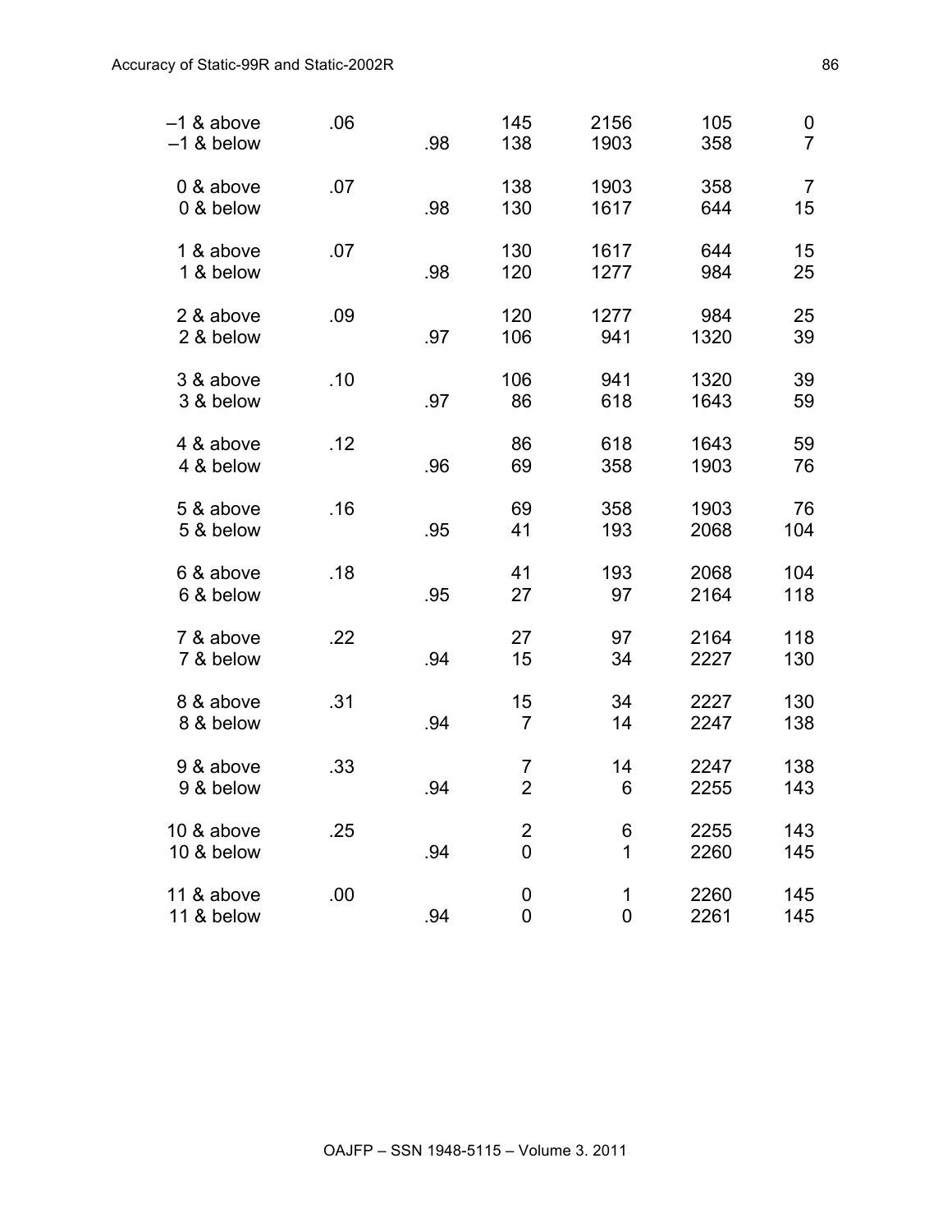| | | | | | | |
|---|---|---|---|---|---|---|
| –1 & above | .06 | | 145 | 2156 | 105 | 0 |
| –1 & below | | .98 | 138 | 1903 | 358 | 7 |
| 0 & above | .07 | | 138 | 1903 | 358 | 7 |
| 0 & below | | .98 | 130 | 1617 | 644 | 15 |
| 1 & above | .07 | | 130 | 1617 | 644 | 15 |
| 1 & below | | .98 | 120 | 1277 | 984 | 25 |
| 2 & above | .09 | | 120 | 1277 | 984 | 25 |
| 2 & below | | .97 | 106 | 941 | 1320 | 39 |
| 3 & above | .10 | | 106 | 941 | 1320 | 39 |
| 3 & below | | .97 | 86 | 618 | 1643 | 59 |
| 4 & above | .12 | | 86 | 618 | 1643 | 59 |
| 4 & below | | .96 | 69 | 358 | 1903 | 76 |
| 5 & above | .16 | | 69 | 358 | 1903 | 76 |
| 5 & below | | .95 | 41 | 193 | 2068 | 104 |
| 6 & above | .18 | | 41 | 193 | 2068 | 104 |
| 6 & below | | .95 | 27 | 97 | 2164 | 118 |
| 7 & above | .22 | | 27 | 97 | 2164 | 118 |
| 7 & below | | .94 | 15 | 34 | 2227 | 130 |
| 8 & above | .31 | | 15 | 34 | 2227 | 130 |
| 8 & below | | .94 | 7 | 14 | 2247 | 138 |
| 9 & above | .33 | | 7 | 14 | 2247 | 138 |
| 9 & below | | .94 | 2 | 6 | 2255 | 143 |
| 10 & above | .25 | | 2 | 6 | 2255 | 143 |
| 10 & below | | .94 | 0 | 1 | 2260 | 145 |
| 11 & above | .00 | | 0 | 1 | 2260 | 145 |
| 11 & below | | .94 | 0 | 0 | 2261 | 145 |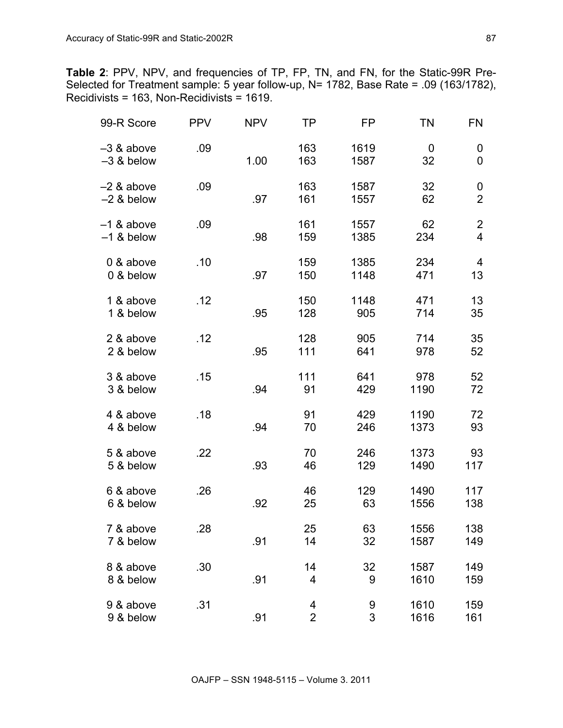**Table 2**: PPV, NPV, and frequencies of TP, FP, TN, and FN, for the Static-99R Pre-Selected for Treatment sample: 5 year follow-up, N= 1782, Base Rate = .09 (163/1782), Recidivists = 163, Non-Recidivists = 1619.

| 99-R Score | PPV | NPV | TP | FP | TN | FN |
|---|---|---|---|---|---|---|
| –3 & above | .09 | | 163 | 1619 | 0 | 0 |
| –3 & below | | 1.00 | 163 | 1587 | 32 | 0 |
| –2 & above | .09 | | 163 | 1587 | 32 | 0 |
| –2 & below | | .97 | 161 | 1557 | 62 | 2 |
| –1 & above | .09 | | 161 | 1557 | 62 | 2 |
| –1 & below | | .98 | 159 | 1385 | 234 | 4 |
| 0 & above | .10 | | 159 | 1385 | 234 | 4 |
| 0 & below | | .97 | 150 | 1148 | 471 | 13 |
| 1 & above | .12 | | 150 | 1148 | 471 | 13 |
| 1 & below | | .95 | 128 | 905 | 714 | 35 |
| 2 & above | .12 | | 128 | 905 | 714 | 35 |
| 2 & below | | .95 | 111 | 641 | 978 | 52 |
| 3 & above | .15 | | 111 | 641 | 978 | 52 |
| 3 & below | | .94 | 91 | 429 | 1190 | 72 |
| 4 & above | .18 | | 91 | 429 | 1190 | 72 |
| 4 & below | | .94 | 70 | 246 | 1373 | 93 |
| 5 & above | .22 | | 70 | 246 | 1373 | 93 |
| 5 & below | | .93 | 46 | 129 | 1490 | 117 |
| 6 & above | .26 | | 46 | 129 | 1490 | 117 |
| 6 & below | | .92 | 25 | 63 | 1556 | 138 |
| 7 & above | .28 | | 25 | 63 | 1556 | 138 |
| 7 & below | | .91 | 14 | 32 | 1587 | 149 |
| 8 & above | .30 | | 14 | 32 | 1587 | 149 |
| 8 & below | | .91 | 4 | 9 | 1610 | 159 |
| 9 & above | .31 | | 4 | 9 | 1610 | 159 |
| 9 & below | | .91 | 2 | 3 | 1616 | 161 |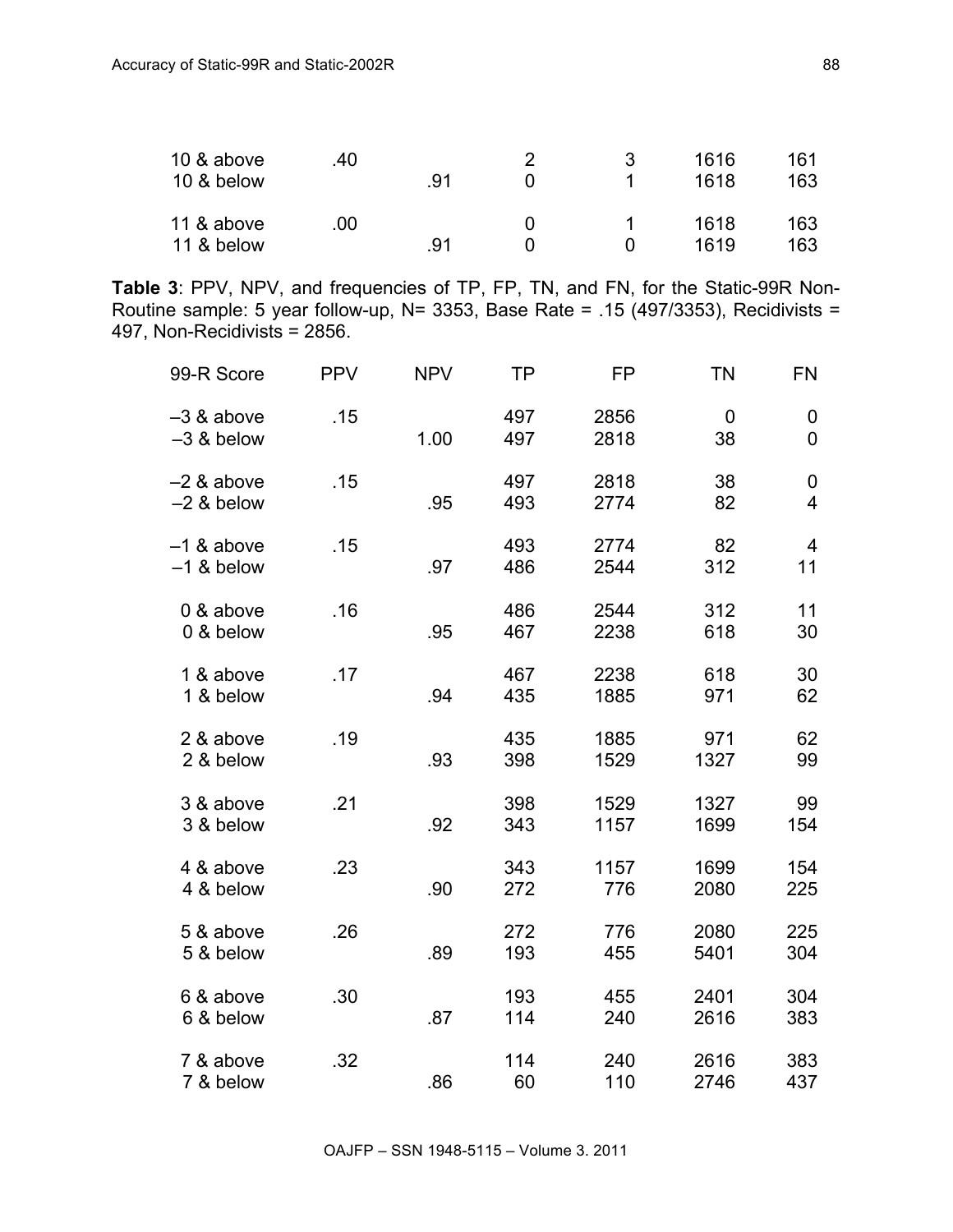| | | | | | | |
|---|---|---|---|---|---|---|
| 10 & above | .40 | | 2 | 3 | 1616 | 161 |
| 10 & below | | .91 | 0 | 1 | 1618 | 163 |
| 11 & above | .00 | | 0 | 1 | 1618 | 163 |
| 11 & below | | .91 | 0 | 0 | 1619 | 163 |

**Table 3**: PPV, NPV, and frequencies of TP, FP, TN, and FN, for the Static-99R Non-Routine sample: 5 year follow-up, N= 3353, Base Rate = .15 (497/3353), Recidivists = 497, Non-Recidivists = 2856.

| 99-R Score | PPV | NPV | TP | FP | TN | FN |
|---|---|---|---|---|---|---|
| –3 & above | .15 | | 497 | 2856 | 0 | 0 |
| –3 & below | | 1.00 | 497 | 2818 | 38 | 0 |
| –2 & above | .15 | | 497 | 2818 | 38 | 0 |
| –2 & below | | .95 | 493 | 2774 | 82 | 4 |
| –1 & above | .15 | | 493 | 2774 | 82 | 4 |
| –1 & below | | .97 | 486 | 2544 | 312 | 11 |
| 0 & above | .16 | | 486 | 2544 | 312 | 11 |
| 0 & below | | .95 | 467 | 2238 | 618 | 30 |
| 1 & above | .17 | | 467 | 2238 | 618 | 30 |
| 1 & below | | .94 | 435 | 1885 | 971 | 62 |
| 2 & above | .19 | | 435 | 1885 | 971 | 62 |
| 2 & below | | .93 | 398 | 1529 | 1327 | 99 |
| 3 & above | .21 | | 398 | 1529 | 1327 | 99 |
| 3 & below | | .92 | 343 | 1157 | 1699 | 154 |
| 4 & above | .23 | | 343 | 1157 | 1699 | 154 |
| 4 & below | | .90 | 272 | 776 | 2080 | 225 |
| 5 & above | .26 | | 272 | 776 | 2080 | 225 |
| 5 & below | | .89 | 193 | 455 | 5401 | 304 |
| 6 & above | .30 | | 193 | 455 | 2401 | 304 |
| 6 & below | | .87 | 114 | 240 | 2616 | 383 |
| 7 & above | .32 | | 114 | 240 | 2616 | 383 |
| 7 & below | | .86 | 60 | 110 | 2746 | 437 |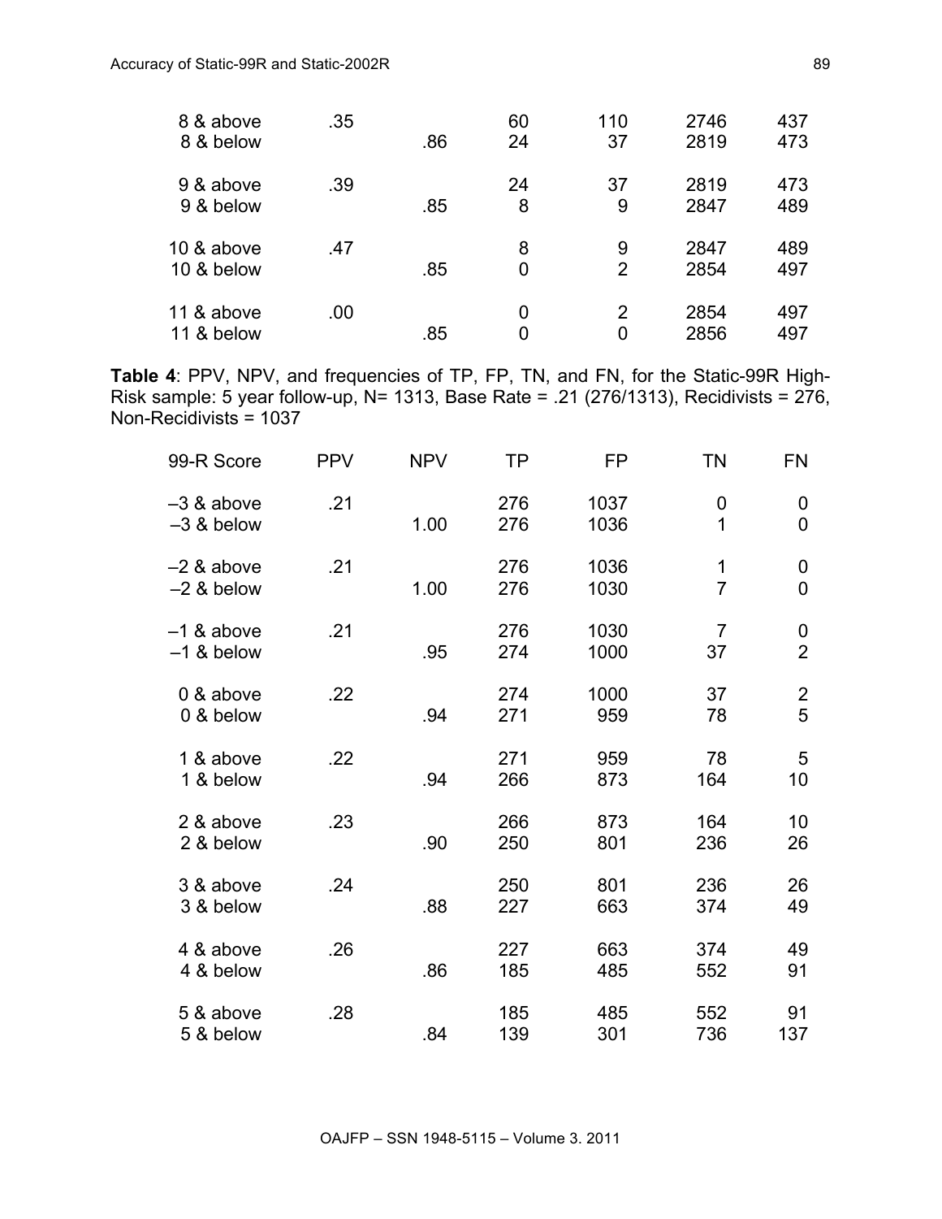| | | | | | | |
|---|---|---|---|---|---|---|
| 8 & above | .35 | | 60 | 110 | 2746 | 437 |
| 8 & below | | .86 | 24 | 37 | 2819 | 473 |
| 9 & above | .39 | | 24 | 37 | 2819 | 473 |
| 9 & below | | .85 | 8 | 9 | 2847 | 489 |
| 10 & above | .47 | | 8 | 9 | 2847 | 489 |
| 10 & below | | .85 | 0 | 2 | 2854 | 497 |
| 11 & above | .00 | | 0 | 2 | 2854 | 497 |
| 11 & below | | .85 | 0 | 0 | 2856 | 497 |

**Table 4**: PPV, NPV, and frequencies of TP, FP, TN, and FN, for the Static-99R High-Risk sample: 5 year follow-up, N= 1313, Base Rate = .21 (276/1313), Recidivists = 276, Non-Recidivists = 1037

| 99-R Score | PPV | NPV | TP | FP | TN | FN |
|---|---|---|---|---|---|---|
| –3 & above | .21 | | 276 | 1037 | 0 | 0 |
| –3 & below | | 1.00 | 276 | 1036 | 1 | 0 |
| –2 & above | .21 | | 276 | 1036 | 1 | 0 |
| –2 & below | | 1.00 | 276 | 1030 | 7 | 0 |
| –1 & above | .21 | | 276 | 1030 | 7 | 0 |
| –1 & below | | .95 | 274 | 1000 | 37 | 2 |
| 0 & above | .22 | | 274 | 1000 | 37 | 2 |
| 0 & below | | .94 | 271 | 959 | 78 | 5 |
| 1 & above | .22 | | 271 | 959 | 78 | 5 |
| 1 & below | | .94 | 266 | 873 | 164 | 10 |
| 2 & above | .23 | | 266 | 873 | 164 | 10 |
| 2 & below | | .90 | 250 | 801 | 236 | 26 |
| 3 & above | .24 | | 250 | 801 | 236 | 26 |
| 3 & below | | .88 | 227 | 663 | 374 | 49 |
| 4 & above | .26 | | 227 | 663 | 374 | 49 |
| 4 & below | | .86 | 185 | 485 | 552 | 91 |
| 5 & above | .28 | | 185 | 485 | 552 | 91 |
| 5 & below | | .84 | 139 | 301 | 736 | 137 |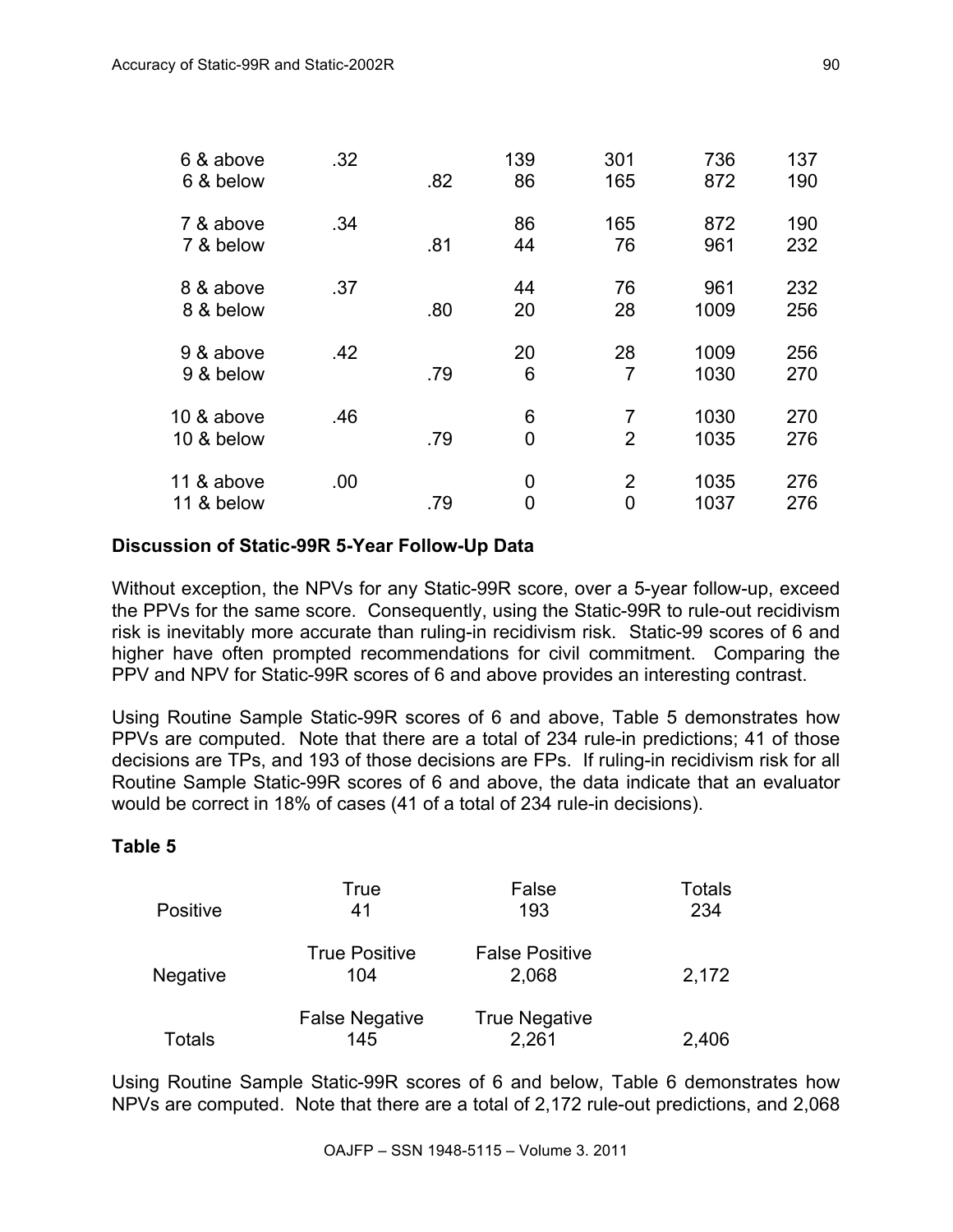| | | | | | | |
|---|---|---|---|---|---|---|
| 6 & above | .32 | | 139 | 301 | 736 | 137 |
| 6 & below | | .82 | 86 | 165 | 872 | 190 |
| 7 & above | .34 | | 86 | 165 | 872 | 190 |
| 7 & below | | .81 | 44 | 76 | 961 | 232 |
| 8 & above | .37 | | 44 | 76 | 961 | 232 |
| 8 & below | | .80 | 20 | 28 | 1009 | 256 |
| 9 & above | .42 | | 20 | 28 | 1009 | 256 |
| 9 & below | | .79 | 6 | 7 | 1030 | 270 |
| 10 & above | .46 | | 6 | 7 | 1030 | 270 |
| 10 & below | | .79 | 0 | 2 | 1035 | 276 |
| 11 & above | .00 | | 0 | 2 | 1035 | 276 |
| 11 & below | | .79 | 0 | 0 | 1037 | 276 |

### Discussion of Static-99R 5-Year Follow-Up Data

Without exception, the NPVs for any Static-99R score, over a 5-year follow-up, exceed the PPVs for the same score. Consequently, using the Static-99R to rule-out recidivism risk is inevitably more accurate than ruling-in recidivism risk. Static-99 scores of 6 and higher have often prompted recommendations for civil commitment. Comparing the PPV and NPV for Static-99R scores of 6 and above provides an interesting contrast.

Using Routine Sample Static-99R scores of 6 and above, Table 5 demonstrates how PPVs are computed. Note that there are a total of 234 rule-in predictions; 41 of those decisions are TPs, and 193 of those decisions are FPs. If ruling-in recidivism risk for all Routine Sample Static-99R scores of 6 and above, the data indicate that an evaluator would be correct in 18% of cases (41 of a total of 234 rule-in decisions).

**Table 5**

| | True | False | Totals |
|---|---|---|---|
| Positive | 41 | 193 | 234 |
| | True Positive | False Positive | |
| Negative | 104 | 2,068 | 2,172 |
| | False Negative | True Negative | |
| Totals | 145 | 2,261 | 2,406 |

Using Routine Sample Static-99R scores of 6 and below, Table 6 demonstrates how NPVs are computed. Note that there are a total of 2,172 rule-out predictions, and 2,068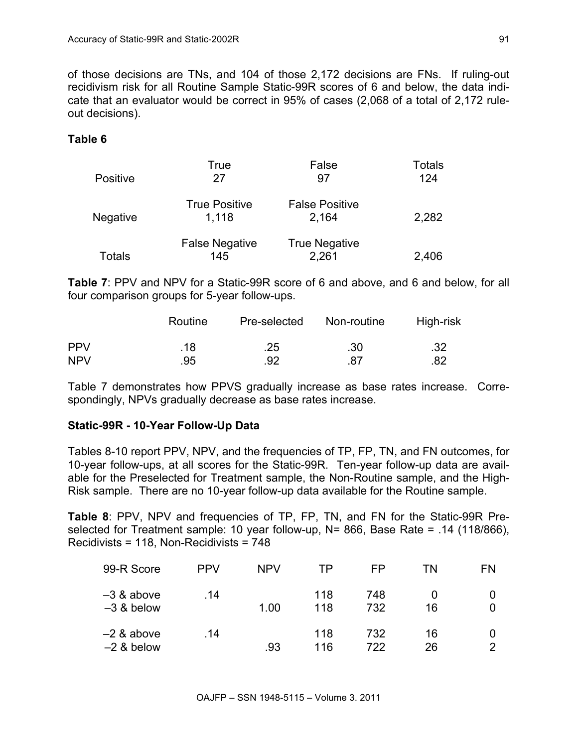of those decisions are TNs, and 104 of those 2,172 decisions are FNs. If ruling-out recidivism risk for all Routine Sample Static-99R scores of 6 and below, the data indicate that an evaluator would be correct in 95% of cases (2,068 of a total of 2,172 rule-out decisions).

**Table 6**

| | True | False | Totals |
|---|---|---|---|
| Positive | 27 | 97 | 124 |
| | True Positive | False Positive | |
| Negative | 1,118 | 2,164 | 2,282 |
| | False Negative | True Negative | |
| Totals | 145 | 2,261 | 2,406 |

**Table 7**: PPV and NPV for a Static-99R score of 6 and above, and 6 and below, for all four comparison groups for 5-year follow-ups.

| | Routine | Pre-selected | Non-routine | High-risk |
|---|---|---|---|---|
| PPV | .18 | .25 | .30 | .32 |
| NPV | .95 | .92 | .87 | .82 |

Table 7 demonstrates how PPVS gradually increase as base rates increase. Correspondingly, NPVs gradually decrease as base rates increase.

**Static-99R - 10-Year Follow-Up Data**

Tables 8-10 report PPV, NPV, and the frequencies of TP, FP, TN, and FN outcomes, for 10-year follow-ups, at all scores for the Static-99R. Ten-year follow-up data are available for the Preselected for Treatment sample, the Non-Routine sample, and the High-Risk sample. There are no 10-year follow-up data available for the Routine sample.

**Table 8**: PPV, NPV and frequencies of TP, FP, TN, and FN for the Static-99R Pre-selected for Treatment sample: 10 year follow-up, N= 866, Base Rate = .14 (118/866), Recidivists = 118, Non-Recidivists = 748

| 99-R Score | PPV | NPV | TP | FP | TN | FN |
|---|---|---|---|---|---|---|
| –3 & above | .14 | | 118 | 748 | 0 | 0 |
| –3 & below | | 1.00 | 118 | 732 | 16 | 0 |
| –2 & above | .14 | | 118 | 732 | 16 | 0 |
| –2 & below | | .93 | 116 | 722 | 26 | 2 |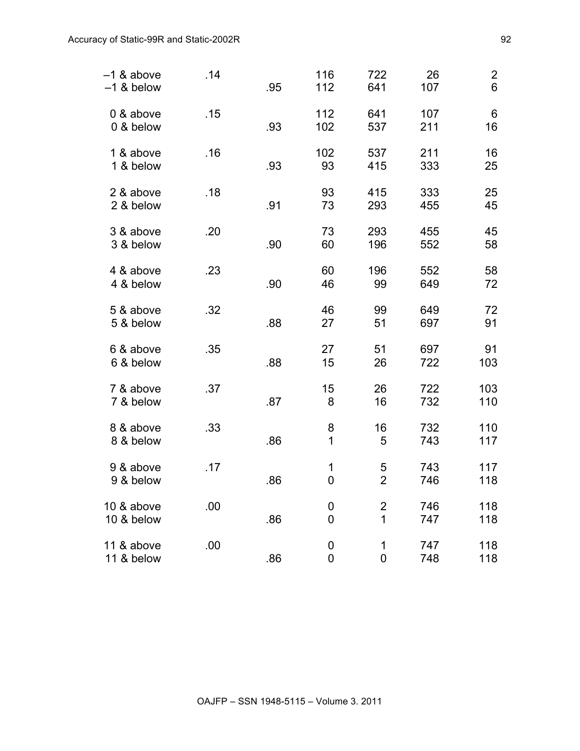| | | | | | | |
|---|---|---|---|---|---|---|
| –1 & above | .14 | | 116 | 722 | 26 | 2 |
| –1 & below | | .95 | 112 | 641 | 107 | 6 |
| 0 & above | .15 | | 112 | 641 | 107 | 6 |
| 0 & below | | .93 | 102 | 537 | 211 | 16 |
| 1 & above | .16 | | 102 | 537 | 211 | 16 |
| 1 & below | | .93 | 93 | 415 | 333 | 25 |
| 2 & above | .18 | | 93 | 415 | 333 | 25 |
| 2 & below | | .91 | 73 | 293 | 455 | 45 |
| 3 & above | .20 | | 73 | 293 | 455 | 45 |
| 3 & below | | .90 | 60 | 196 | 552 | 58 |
| 4 & above | .23 | | 60 | 196 | 552 | 58 |
| 4 & below | | .90 | 46 | 99 | 649 | 72 |
| 5 & above | .32 | | 46 | 99 | 649 | 72 |
| 5 & below | | .88 | 27 | 51 | 697 | 91 |
| 6 & above | .35 | | 27 | 51 | 697 | 91 |
| 6 & below | | .88 | 15 | 26 | 722 | 103 |
| 7 & above | .37 | | 15 | 26 | 722 | 103 |
| 7 & below | | .87 | 8 | 16 | 732 | 110 |
| 8 & above | .33 | | 8 | 16 | 732 | 110 |
| 8 & below | | .86 | 1 | 5 | 743 | 117 |
| 9 & above | .17 | | 1 | 5 | 743 | 117 |
| 9 & below | | .86 | 0 | 2 | 746 | 118 |
| 10 & above | .00 | | 0 | 2 | 746 | 118 |
| 10 & below | | .86 | 0 | 1 | 747 | 118 |
| 11 & above | .00 | | 0 | 1 | 747 | 118 |
| 11 & below | | .86 | 0 | 0 | 748 | 118 |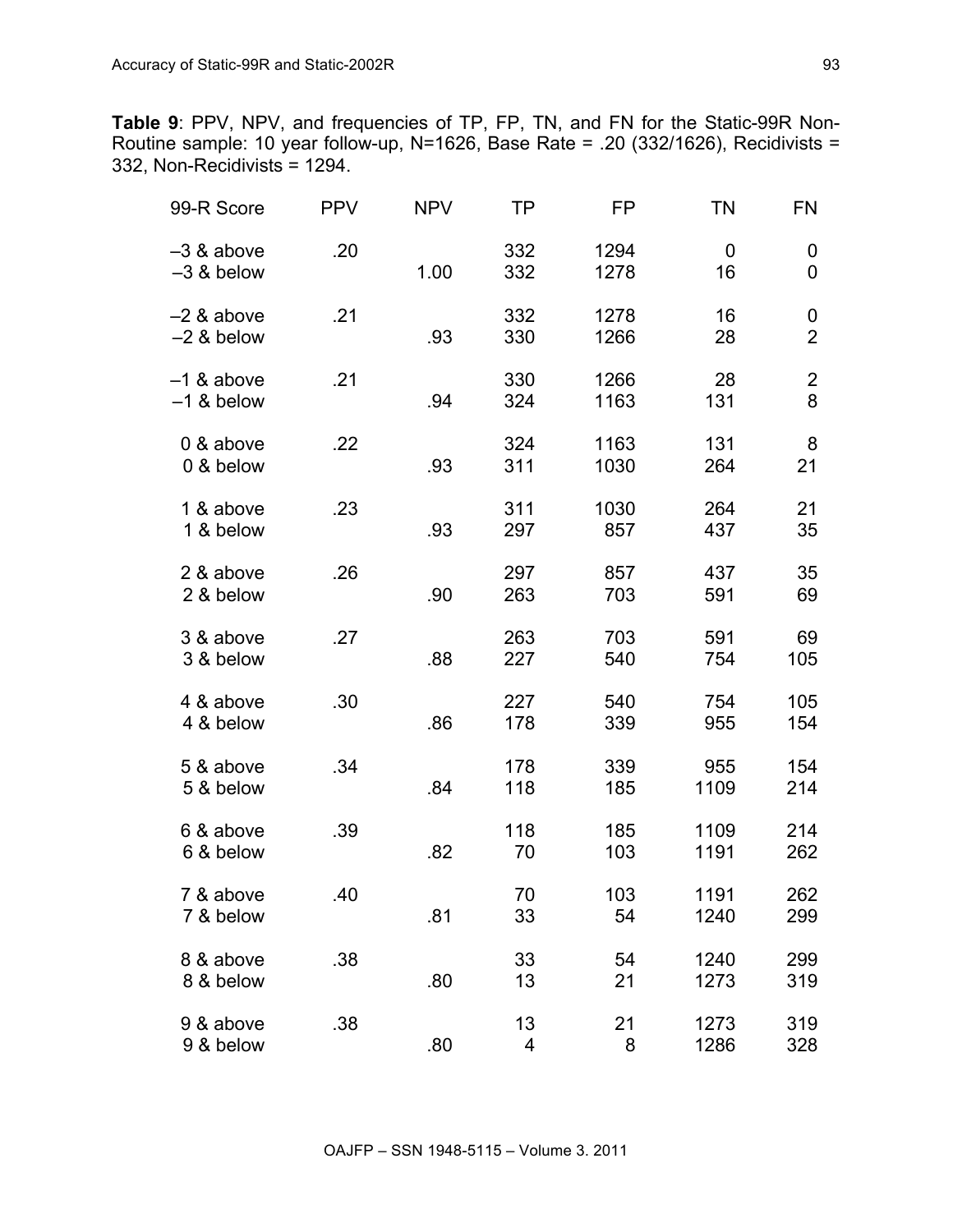**Table 9**: PPV, NPV, and frequencies of TP, FP, TN, and FN for the Static-99R Non-Routine sample: 10 year follow-up, N=1626, Base Rate = .20 (332/1626), Recidivists = 332, Non-Recidivists = 1294.

| 99-R Score | PPV | NPV | TP | FP | TN | FN |
|---|---|---|---|---|---|---|
| –3 & above | .20 | | 332 | 1294 | 0 | 0 |
| –3 & below | | 1.00 | 332 | 1278 | 16 | 0 |
| –2 & above | .21 | | 332 | 1278 | 16 | 0 |
| –2 & below | | .93 | 330 | 1266 | 28 | 2 |
| –1 & above | .21 | | 330 | 1266 | 28 | 2 |
| –1 & below | | .94 | 324 | 1163 | 131 | 8 |
| 0 & above | .22 | | 324 | 1163 | 131 | 8 |
| 0 & below | | .93 | 311 | 1030 | 264 | 21 |
| 1 & above | .23 | | 311 | 1030 | 264 | 21 |
| 1 & below | | .93 | 297 | 857 | 437 | 35 |
| 2 & above | .26 | | 297 | 857 | 437 | 35 |
| 2 & below | | .90 | 263 | 703 | 591 | 69 |
| 3 & above | .27 | | 263 | 703 | 591 | 69 |
| 3 & below | | .88 | 227 | 540 | 754 | 105 |
| 4 & above | .30 | | 227 | 540 | 754 | 105 |
| 4 & below | | .86 | 178 | 339 | 955 | 154 |
| 5 & above | .34 | | 178 | 339 | 955 | 154 |
| 5 & below | | .84 | 118 | 185 | 1109 | 214 |
| 6 & above | .39 | | 118 | 185 | 1109 | 214 |
| 6 & below | | .82 | 70 | 103 | 1191 | 262 |
| 7 & above | .40 | | 70 | 103 | 1191 | 262 |
| 7 & below | | .81 | 33 | 54 | 1240 | 299 |
| 8 & above | .38 | | 33 | 54 | 1240 | 299 |
| 8 & below | | .80 | 13 | 21 | 1273 | 319 |
| 9 & above | .38 | | 13 | 21 | 1273 | 319 |
| 9 & below | | .80 | 4 | 8 | 1286 | 328 |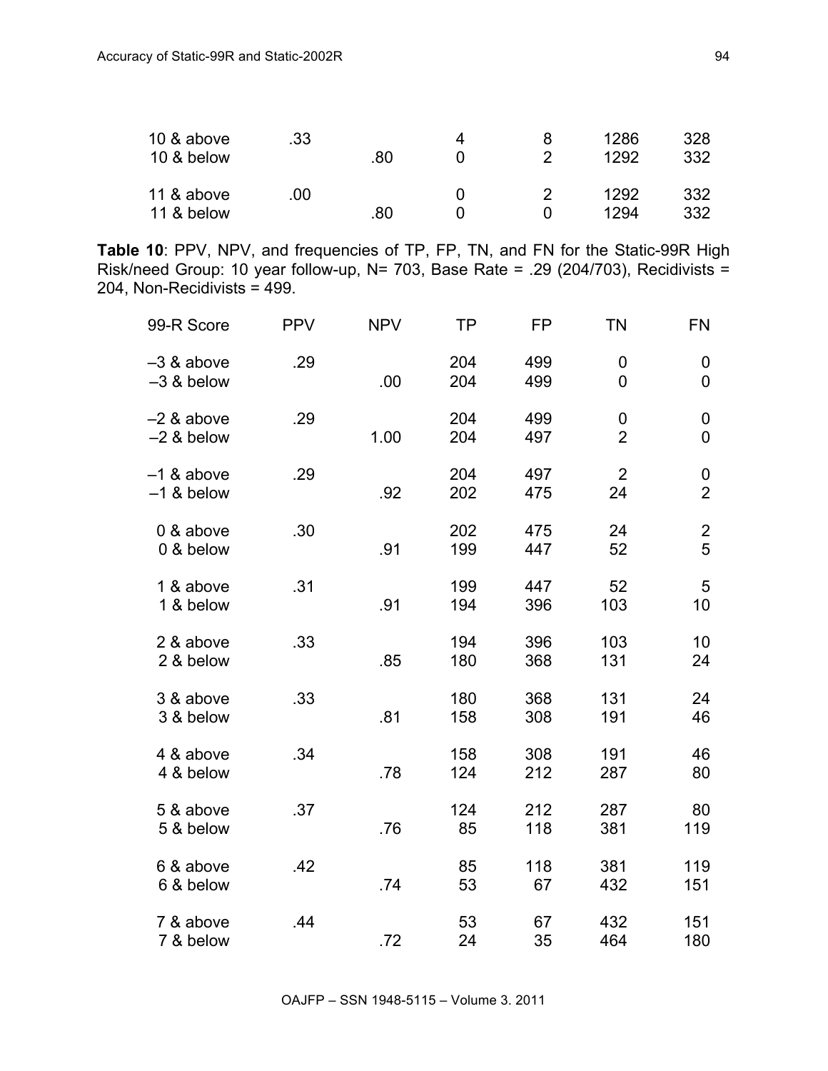| | | | | | | |
|---|---|---|---|---|---|---|
| 10 & above | .33 | | 4 | 8 | 1286 | 328 |
| 10 & below | | .80 | 0 | 2 | 1292 | 332 |
| 11 & above | .00 | | 0 | 2 | 1292 | 332 |
| 11 & below | | .80 | 0 | 0 | 1294 | 332 |

**Table 10**: PPV, NPV, and frequencies of TP, FP, TN, and FN for the Static-99R High Risk/need Group: 10 year follow-up, N= 703, Base Rate = .29 (204/703), Recidivists = 204, Non-Recidivists = 499.

| 99-R Score | PPV | NPV | TP | FP | TN | FN |
|---|---|---|---|---|---|---|
| –3 & above | .29 | | 204 | 499 | 0 | 0 |
| –3 & below | | .00 | 204 | 499 | 0 | 0 |
| –2 & above | .29 | | 204 | 499 | 0 | 0 |
| –2 & below | | 1.00 | 204 | 497 | 2 | 0 |
| –1 & above | .29 | | 204 | 497 | 2 | 0 |
| –1 & below | | .92 | 202 | 475 | 24 | 2 |
| 0 & above | .30 | | 202 | 475 | 24 | 2 |
| 0 & below | | .91 | 199 | 447 | 52 | 5 |
| 1 & above | .31 | | 199 | 447 | 52 | 5 |
| 1 & below | | .91 | 194 | 396 | 103 | 10 |
| 2 & above | .33 | | 194 | 396 | 103 | 10 |
| 2 & below | | .85 | 180 | 368 | 131 | 24 |
| 3 & above | .33 | | 180 | 368 | 131 | 24 |
| 3 & below | | .81 | 158 | 308 | 191 | 46 |
| 4 & above | .34 | | 158 | 308 | 191 | 46 |
| 4 & below | | .78 | 124 | 212 | 287 | 80 |
| 5 & above | .37 | | 124 | 212 | 287 | 80 |
| 5 & below | | .76 | 85 | 118 | 381 | 119 |
| 6 & above | .42 | | 85 | 118 | 381 | 119 |
| 6 & below | | .74 | 53 | 67 | 432 | 151 |
| 7 & above | .44 | | 53 | 67 | 432 | 151 |
| 7 & below | | .72 | 24 | 35 | 464 | 180 |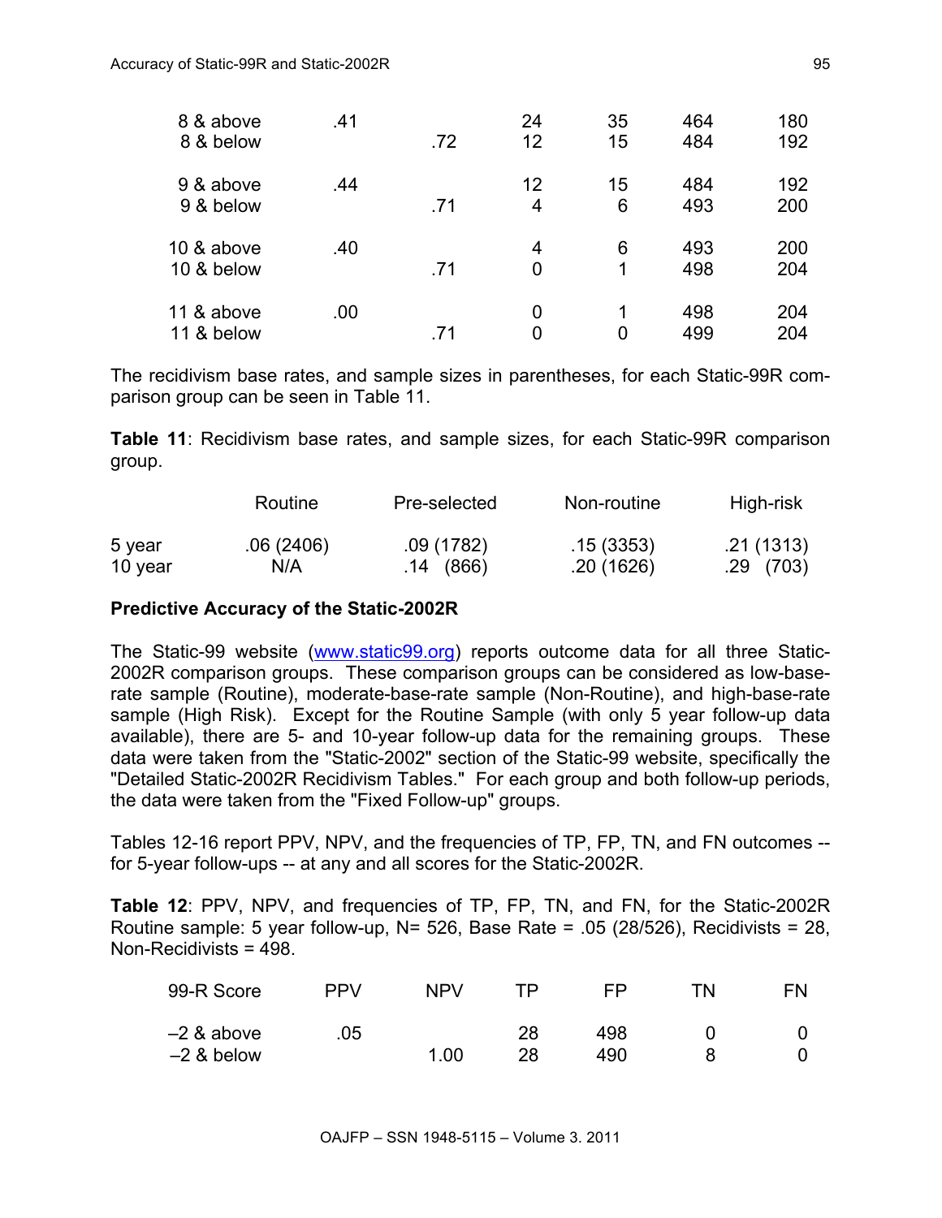| | | | | | | |
|---|---|---|---|---|---|---|
| 8 & above | .41 | | 24 | 35 | 464 | 180 |
| 8 & below | | .72 | 12 | 15 | 484 | 192 |
| 9 & above | .44 | | 12 | 15 | 484 | 192 |
| 9 & below | | .71 | 4 | 6 | 493 | 200 |
| 10 & above | .40 | | 4 | 6 | 493 | 200 |
| 10 & below | | .71 | 0 | 1 | 498 | 204 |
| 11 & above | .00 | | 0 | 1 | 498 | 204 |
| 11 & below | | .71 | 0 | 0 | 499 | 204 |

The recidivism base rates, and sample sizes in parentheses, for each Static-99R comparison group can be seen in Table 11.

**Table 11**: Recidivism base rates, and sample sizes, for each Static-99R comparison group.

| | Routine | Pre-selected | Non-routine | High-risk |
|---|---|---|---|---|
| 5 year | .06 (2406) | .09 (1782) | .15 (3353) | .21 (1313) |
| 10 year | N/A | .14 (866) | .20 (1626) | .29 (703) |

**Predictive Accuracy of the Static-2002R**

The Static-99 website (www.static99.org) reports outcome data for all three Static-2002R comparison groups. These comparison groups can be considered as low-base-rate sample (Routine), moderate-base-rate sample (Non-Routine), and high-base-rate sample (High Risk). Except for the Routine Sample (with only 5 year follow-up data available), there are 5- and 10-year follow-up data for the remaining groups. These data were taken from the "Static-2002" section of the Static-99 website, specifically the "Detailed Static-2002R Recidivism Tables." For each group and both follow-up periods, the data were taken from the "Fixed Follow-up" groups.

Tables 12-16 report PPV, NPV, and the frequencies of TP, FP, TN, and FN outcomes -- for 5-year follow-ups -- at any and all scores for the Static-2002R.

**Table 12**: PPV, NPV, and frequencies of TP, FP, TN, and FN, for the Static-2002R Routine sample: 5 year follow-up, N= 526, Base Rate = .05 (28/526), Recidivists = 28, Non-Recidivists = 498.

| 99-R Score | PPV | NPV | TP | FP | TN | FN |
|---|---|---|---|---|---|---|
| –2 & above | .05 | | 28 | 498 | 0 | 0 |
| –2 & below | | 1.00 | 28 | 490 | 8 | 0 |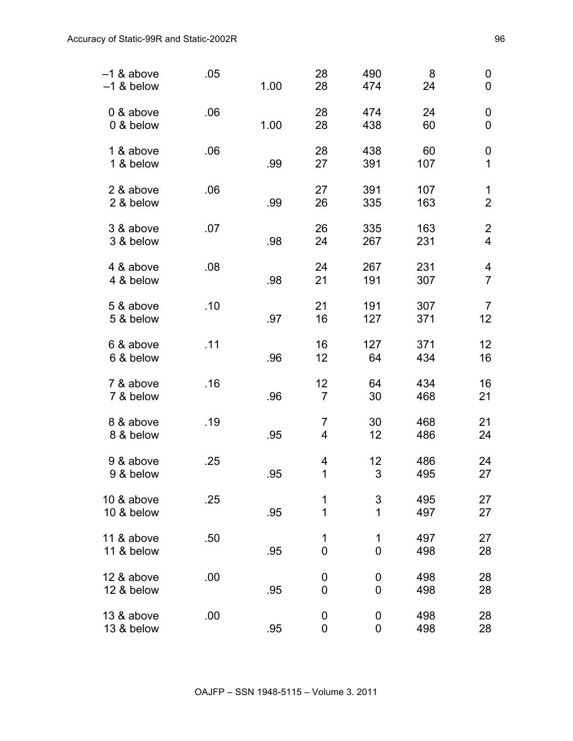| | | | | | | |
|---|---|---|---|---|---|---|
| –1 & above | .05 | | 28 | 490 | 8 | 0 |
| –1 & below | | 1.00 | 28 | 474 | 24 | 0 |
| 0 & above | .06 | | 28 | 474 | 24 | 0 |
| 0 & below | | 1.00 | 28 | 438 | 60 | 0 |
| 1 & above | .06 | | 28 | 438 | 60 | 0 |
| 1 & below | | .99 | 27 | 391 | 107 | 1 |
| 2 & above | .06 | | 27 | 391 | 107 | 1 |
| 2 & below | | .99 | 26 | 335 | 163 | 2 |
| 3 & above | .07 | | 26 | 335 | 163 | 2 |
| 3 & below | | .98 | 24 | 267 | 231 | 4 |
| 4 & above | .08 | | 24 | 267 | 231 | 4 |
| 4 & below | | .98 | 21 | 191 | 307 | 7 |
| 5 & above | .10 | | 21 | 191 | 307 | 7 |
| 5 & below | | .97 | 16 | 127 | 371 | 12 |
| 6 & above | .11 | | 16 | 127 | 371 | 12 |
| 6 & below | | .96 | 12 | 64 | 434 | 16 |
| 7 & above | .16 | | 12 | 64 | 434 | 16 |
| 7 & below | | .96 | 7 | 30 | 468 | 21 |
| 8 & above | .19 | | 7 | 30 | 468 | 21 |
| 8 & below | | .95 | 4 | 12 | 486 | 24 |
| 9 & above | .25 | | 4 | 12 | 486 | 24 |
| 9 & below | | .95 | 1 | 3 | 495 | 27 |
| 10 & above | .25 | | 1 | 3 | 495 | 27 |
| 10 & below | | .95 | 1 | 1 | 497 | 27 |
| 11 & above | .50 | | 1 | 1 | 497 | 27 |
| 11 & below | | .95 | 0 | 0 | 498 | 28 |
| 12 & above | .00 | | 0 | 0 | 498 | 28 |
| 12 & below | | .95 | 0 | 0 | 498 | 28 |
| 13 & above | .00 | | 0 | 0 | 498 | 28 |
| 13 & below | | .95 | 0 | 0 | 498 | 28 |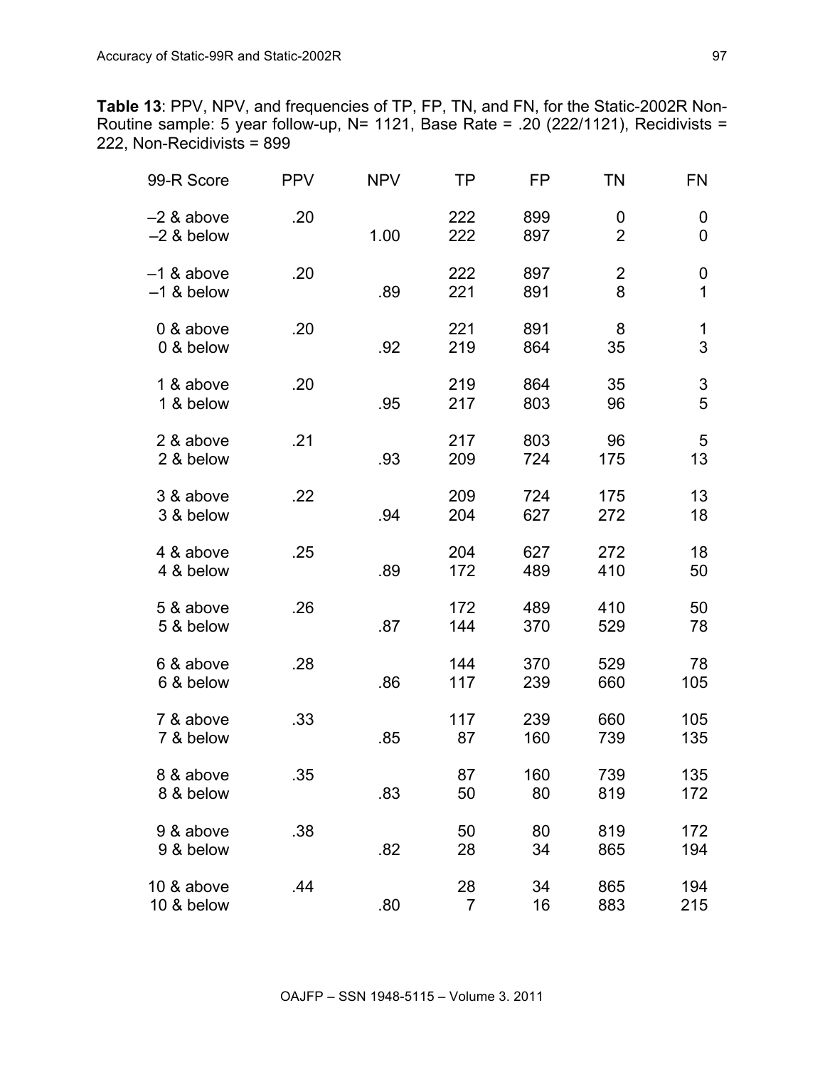**Table 13**: PPV, NPV, and frequencies of TP, FP, TN, and FN, for the Static-2002R Non-Routine sample: 5 year follow-up, N= 1121, Base Rate = .20 (222/1121), Recidivists = 222, Non-Recidivists = 899

| 99-R Score | PPV | NPV | TP | FP | TN | FN |
|---|---|---|---|---|---|---|
| –2 & above | .20 | | 222 | 899 | 0 | 0 |
| –2 & below | | 1.00 | 222 | 897 | 2 | 0 |
| –1 & above | .20 | | 222 | 897 | 2 | 0 |
| –1 & below | | .89 | 221 | 891 | 8 | 1 |
| 0 & above | .20 | | 221 | 891 | 8 | 1 |
| 0 & below | | .92 | 219 | 864 | 35 | 3 |
| 1 & above | .20 | | 219 | 864 | 35 | 3 |
| 1 & below | | .95 | 217 | 803 | 96 | 5 |
| 2 & above | .21 | | 217 | 803 | 96 | 5 |
| 2 & below | | .93 | 209 | 724 | 175 | 13 |
| 3 & above | .22 | | 209 | 724 | 175 | 13 |
| 3 & below | | .94 | 204 | 627 | 272 | 18 |
| 4 & above | .25 | | 204 | 627 | 272 | 18 |
| 4 & below | | .89 | 172 | 489 | 410 | 50 |
| 5 & above | .26 | | 172 | 489 | 410 | 50 |
| 5 & below | | .87 | 144 | 370 | 529 | 78 |
| 6 & above | .28 | | 144 | 370 | 529 | 78 |
| 6 & below | | .86 | 117 | 239 | 660 | 105 |
| 7 & above | .33 | | 117 | 239 | 660 | 105 |
| 7 & below | | .85 | 87 | 160 | 739 | 135 |
| 8 & above | .35 | | 87 | 160 | 739 | 135 |
| 8 & below | | .83 | 50 | 80 | 819 | 172 |
| 9 & above | .38 | | 50 | 80 | 819 | 172 |
| 9 & below | | .82 | 28 | 34 | 865 | 194 |
| 10 & above | .44 | | 28 | 34 | 865 | 194 |
| 10 & below | | .80 | 7 | 16 | 883 | 215 |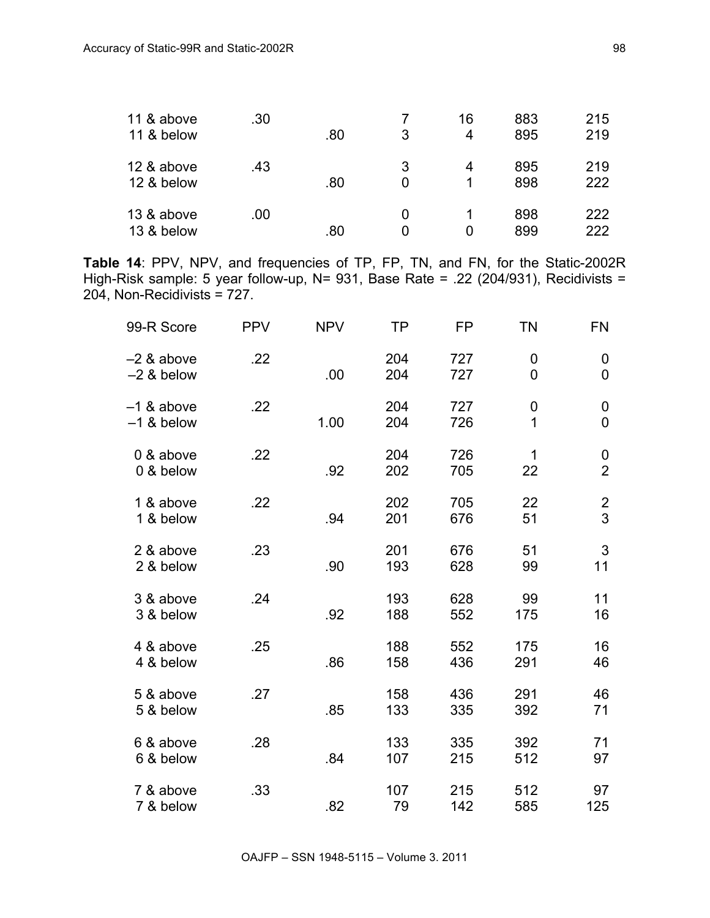| | | | | | | |
|---|---|---|---|---|---|---|
| 11 & above | .30 | | 7 | 16 | 883 | 215 |
| 11 & below | | .80 | 3 | 4 | 895 | 219 |
| 12 & above | .43 | | 3 | 4 | 895 | 219 |
| 12 & below | | .80 | 0 | 1 | 898 | 222 |
| 13 & above | .00 | | 0 | 1 | 898 | 222 |
| 13 & below | | .80 | 0 | 0 | 899 | 222 |

**Table 14**: PPV, NPV, and frequencies of TP, FP, TN, and FN, for the Static-2002R High-Risk sample: 5 year follow-up, N= 931, Base Rate = .22 (204/931), Recidivists = 204, Non-Recidivists = 727.

| 99-R Score | PPV | NPV | TP | FP | TN | FN |
|---|---|---|---|---|---|---|
| –2 & above | .22 | | 204 | 727 | 0 | 0 |
| –2 & below | | .00 | 204 | 727 | 0 | 0 |
| –1 & above | .22 | | 204 | 727 | 0 | 0 |
| –1 & below | | 1.00 | 204 | 726 | 1 | 0 |
| 0 & above | .22 | | 204 | 726 | 1 | 0 |
| 0 & below | | .92 | 202 | 705 | 22 | 2 |
| 1 & above | .22 | | 202 | 705 | 22 | 2 |
| 1 & below | | .94 | 201 | 676 | 51 | 3 |
| 2 & above | .23 | | 201 | 676 | 51 | 3 |
| 2 & below | | .90 | 193 | 628 | 99 | 11 |
| 3 & above | .24 | | 193 | 628 | 99 | 11 |
| 3 & below | | .92 | 188 | 552 | 175 | 16 |
| 4 & above | .25 | | 188 | 552 | 175 | 16 |
| 4 & below | | .86 | 158 | 436 | 291 | 46 |
| 5 & above | .27 | | 158 | 436 | 291 | 46 |
| 5 & below | | .85 | 133 | 335 | 392 | 71 |
| 6 & above | .28 | | 133 | 335 | 392 | 71 |
| 6 & below | | .84 | 107 | 215 | 512 | 97 |
| 7 & above | .33 | | 107 | 215 | 512 | 97 |
| 7 & below | | .82 | 79 | 142 | 585 | 125 |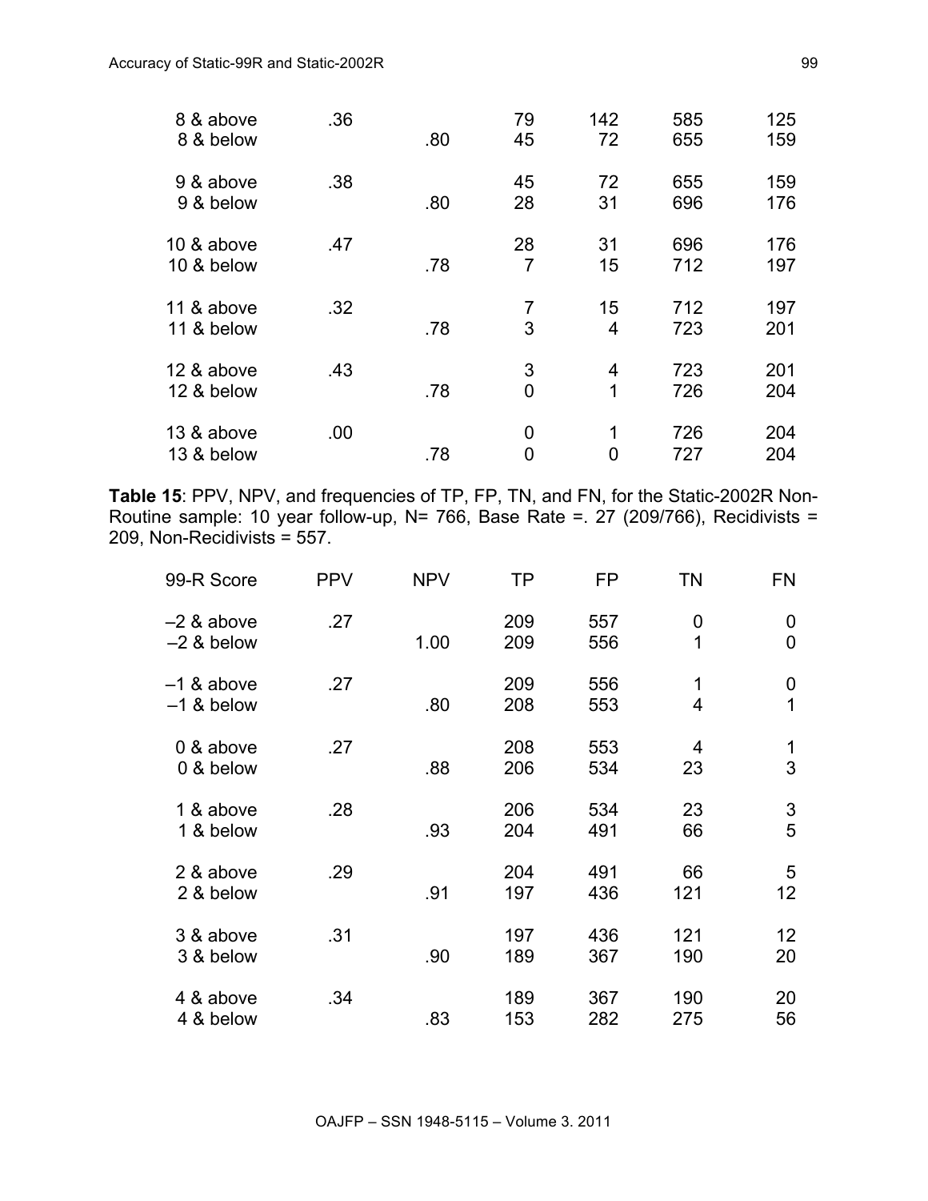| | | | | | | |
|---|---|---|---|---|---|---|
| 8 & above | .36 | | 79 | 142 | 585 | 125 |
| 8 & below | | .80 | 45 | 72 | 655 | 159 |
| 9 & above | .38 | | 45 | 72 | 655 | 159 |
| 9 & below | | .80 | 28 | 31 | 696 | 176 |
| 10 & above | .47 | | 28 | 31 | 696 | 176 |
| 10 & below | | .78 | 7 | 15 | 712 | 197 |
| 11 & above | .32 | | 7 | 15 | 712 | 197 |
| 11 & below | | .78 | 3 | 4 | 723 | 201 |
| 12 & above | .43 | | 3 | 4 | 723 | 201 |
| 12 & below | | .78 | 0 | 1 | 726 | 204 |
| 13 & above | .00 | | 0 | 1 | 726 | 204 |
| 13 & below | | .78 | 0 | 0 | 727 | 204 |

**Table 15**: PPV, NPV, and frequencies of TP, FP, TN, and FN, for the Static-2002R Non-Routine sample: 10 year follow-up, N= 766, Base Rate =. 27 (209/766), Recidivists = 209, Non-Recidivists = 557.

| 99-R Score | PPV | NPV | TP | FP | TN | FN |
|---|---|---|---|---|---|---|
| –2 & above | .27 | | 209 | 557 | 0 | 0 |
| –2 & below | | 1.00 | 209 | 556 | 1 | 0 |
| –1 & above | .27 | | 209 | 556 | 1 | 0 |
| –1 & below | | .80 | 208 | 553 | 4 | 1 |
| 0 & above | .27 | | 208 | 553 | 4 | 1 |
| 0 & below | | .88 | 206 | 534 | 23 | 3 |
| 1 & above | .28 | | 206 | 534 | 23 | 3 |
| 1 & below | | .93 | 204 | 491 | 66 | 5 |
| 2 & above | .29 | | 204 | 491 | 66 | 5 |
| 2 & below | | .91 | 197 | 436 | 121 | 12 |
| 3 & above | .31 | | 197 | 436 | 121 | 12 |
| 3 & below | | .90 | 189 | 367 | 190 | 20 |
| 4 & above | .34 | | 189 | 367 | 190 | 20 |
| 4 & below | | .83 | 153 | 282 | 275 | 56 |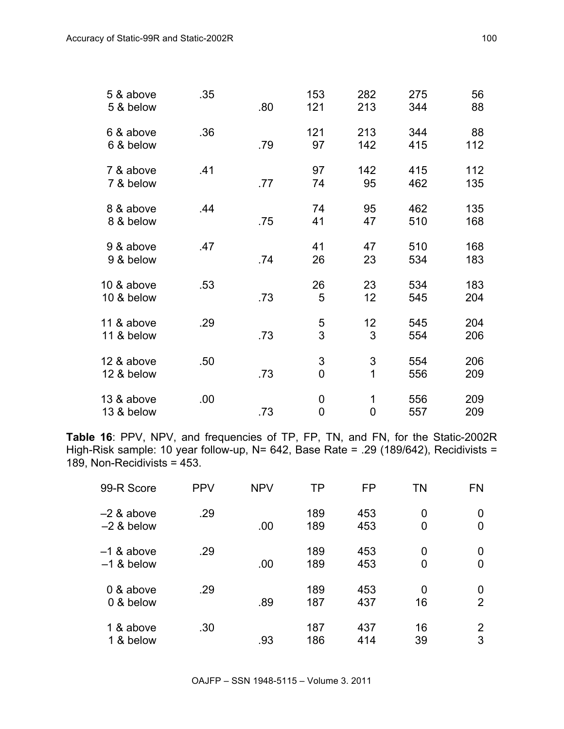| | | | | | | |
|---|---|---|---|---|---|---|
| 5 & above | .35 | | 153 | 282 | 275 | 56 |
| 5 & below | | .80 | 121 | 213 | 344 | 88 |
| 6 & above | .36 | | 121 | 213 | 344 | 88 |
| 6 & below | | .79 | 97 | 142 | 415 | 112 |
| 7 & above | .41 | | 97 | 142 | 415 | 112 |
| 7 & below | | .77 | 74 | 95 | 462 | 135 |
| 8 & above | .44 | | 74 | 95 | 462 | 135 |
| 8 & below | | .75 | 41 | 47 | 510 | 168 |
| 9 & above | .47 | | 41 | 47 | 510 | 168 |
| 9 & below | | .74 | 26 | 23 | 534 | 183 |
| 10 & above | .53 | | 26 | 23 | 534 | 183 |
| 10 & below | | .73 | 5 | 12 | 545 | 204 |
| 11 & above | .29 | | 5 | 12 | 545 | 204 |
| 11 & below | | .73 | 3 | 3 | 554 | 206 |
| 12 & above | .50 | | 3 | 3 | 554 | 206 |
| 12 & below | | .73 | 0 | 1 | 556 | 209 |
| 13 & above | .00 | | 0 | 1 | 556 | 209 |
| 13 & below | | .73 | 0 | 0 | 557 | 209 |

**Table 16**: PPV, NPV, and frequencies of TP, FP, TN, and FN, for the Static-2002R High-Risk sample: 10 year follow-up, N= 642, Base Rate = .29 (189/642), Recidivists = 189, Non-Recidivists = 453.

| 99-R Score | PPV | NPV | TP | FP | TN | FN |
|---|---|---|---|---|---|---|
| –2 & above | .29 | | 189 | 453 | 0 | 0 |
| –2 & below | | .00 | 189 | 453 | 0 | 0 |
| –1 & above | .29 | | 189 | 453 | 0 | 0 |
| –1 & below | | .00 | 189 | 453 | 0 | 0 |
| 0 & above | .29 | | 189 | 453 | 0 | 0 |
| 0 & below | | .89 | 187 | 437 | 16 | 2 |
| 1 & above | .30 | | 187 | 437 | 16 | 2 |
| 1 & below | | .93 | 186 | 414 | 39 | 3 |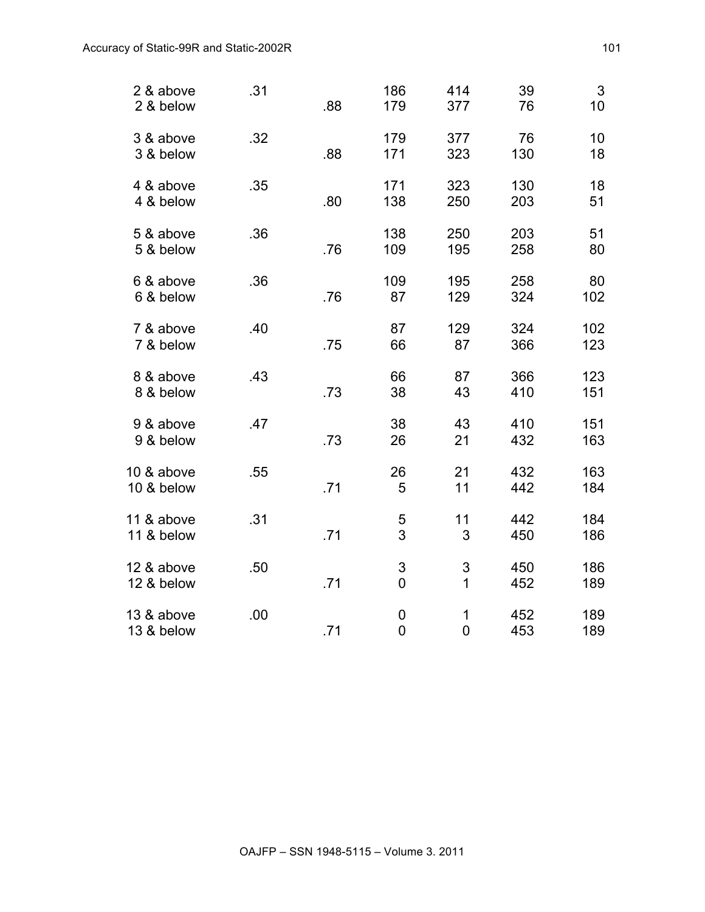| | | | | | | |
|---|---|---|---|---|---|---|
| 2 & above | .31 | | 186 | 414 | 39 | 3 |
| 2 & below | | .88 | 179 | 377 | 76 | 10 |
| 3 & above | .32 | | 179 | 377 | 76 | 10 |
| 3 & below | | .88 | 171 | 323 | 130 | 18 |
| 4 & above | .35 | | 171 | 323 | 130 | 18 |
| 4 & below | | .80 | 138 | 250 | 203 | 51 |
| 5 & above | .36 | | 138 | 250 | 203 | 51 |
| 5 & below | | .76 | 109 | 195 | 258 | 80 |
| 6 & above | .36 | | 109 | 195 | 258 | 80 |
| 6 & below | | .76 | 87 | 129 | 324 | 102 |
| 7 & above | .40 | | 87 | 129 | 324 | 102 |
| 7 & below | | .75 | 66 | 87 | 366 | 123 |
| 8 & above | .43 | | 66 | 87 | 366 | 123 |
| 8 & below | | .73 | 38 | 43 | 410 | 151 |
| 9 & above | .47 | | 38 | 43 | 410 | 151 |
| 9 & below | | .73 | 26 | 21 | 432 | 163 |
| 10 & above | .55 | | 26 | 21 | 432 | 163 |
| 10 & below | | .71 | 5 | 11 | 442 | 184 |
| 11 & above | .31 | | 5 | 11 | 442 | 184 |
| 11 & below | | .71 | 3 | 3 | 450 | 186 |
| 12 & above | .50 | | 3 | 3 | 450 | 186 |
| 12 & below | | .71 | 0 | 1 | 452 | 189 |
| 13 & above | .00 | | 0 | 1 | 452 | 189 |
| 13 & below | | .71 | 0 | 0 | 453 | 189 |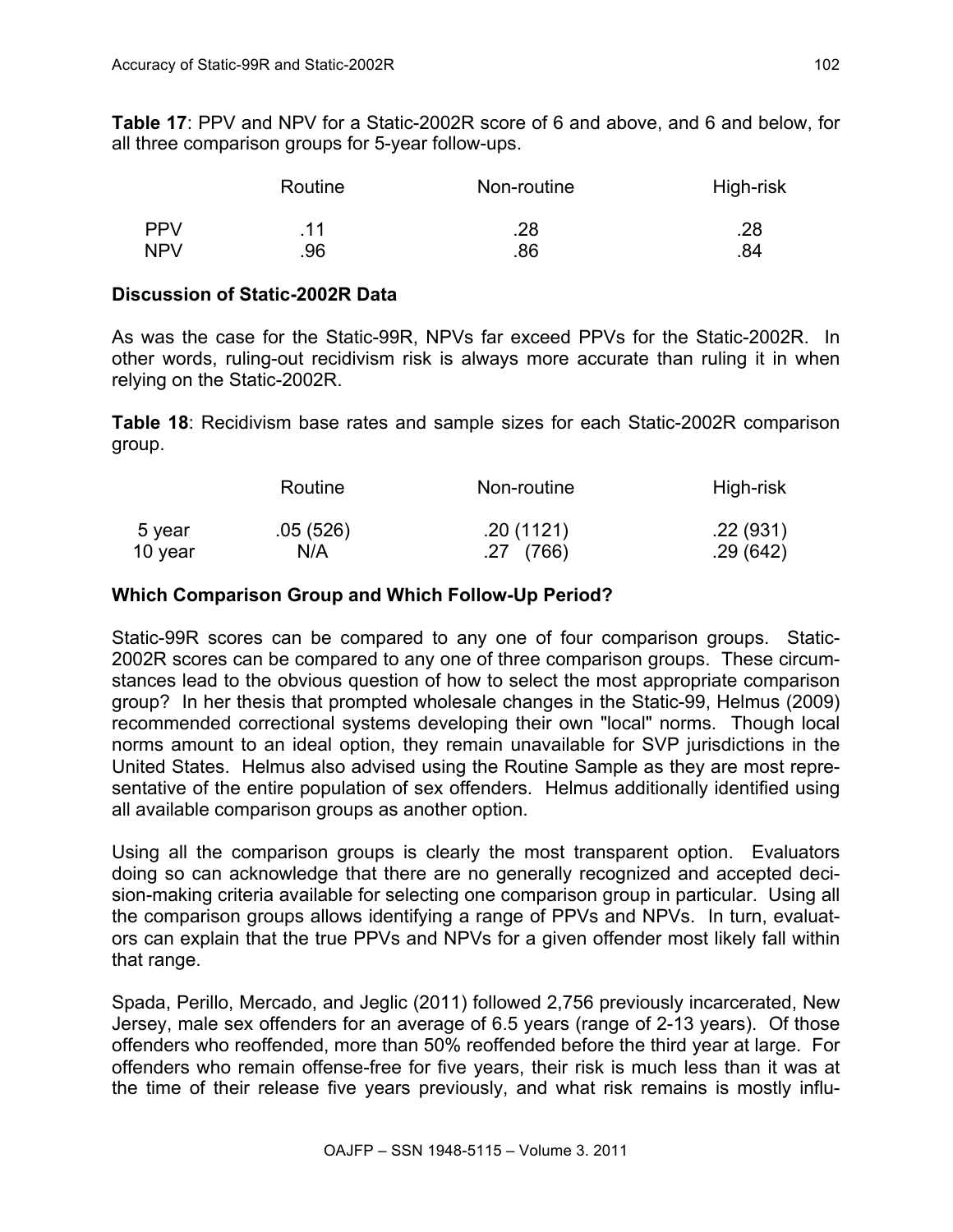**Table 17**: PPV and NPV for a Static-2002R score of 6 and above, and 6 and below, for all three comparison groups for 5-year follow-ups.

| | Routine | Non-routine | High-risk |
|---|---|---|---|
| PPV | .11 | .28 | .28 |
| NPV | .96 | .86 | .84 |

### Discussion of Static-2002R Data

As was the case for the Static-99R, NPVs far exceed PPVs for the Static-2002R. In other words, ruling-out recidivism risk is always more accurate than ruling it in when relying on the Static-2002R.

**Table 18**: Recidivism base rates and sample sizes for each Static-2002R comparison group.

| | Routine | Non-routine | High-risk |
|---|---|---|---|
| 5 year | .05 (526) | .20 (1121) | .22 (931) |
| 10 year | N/A | .27 (766) | .29 (642) |

### Which Comparison Group and Which Follow-Up Period?

Static-99R scores can be compared to any one of four comparison groups. Static-2002R scores can be compared to any one of three comparison groups. These circumstances lead to the obvious question of how to select the most appropriate comparison group? In her thesis that prompted wholesale changes in the Static-99, Helmus (2009) recommended correctional systems developing their own "local" norms. Though local norms amount to an ideal option, they remain unavailable for SVP jurisdictions in the United States. Helmus also advised using the Routine Sample as they are most representative of the entire population of sex offenders. Helmus additionally identified using all available comparison groups as another option.

Using all the comparison groups is clearly the most transparent option. Evaluators doing so can acknowledge that there are no generally recognized and accepted decision-making criteria available for selecting one comparison group in particular. Using all the comparison groups allows identifying a range of PPVs and NPVs. In turn, evaluators can explain that the true PPVs and NPVs for a given offender most likely fall within that range.

Spada, Perillo, Mercado, and Jeglic (2011) followed 2,756 previously incarcerated, New Jersey, male sex offenders for an average of 6.5 years (range of 2-13 years). Of those offenders who reoffended, more than 50% reoffended before the third year at large. For offenders who remain offense-free for five years, their risk is much less than it was at the time of their release five years previously, and what risk remains is mostly influ-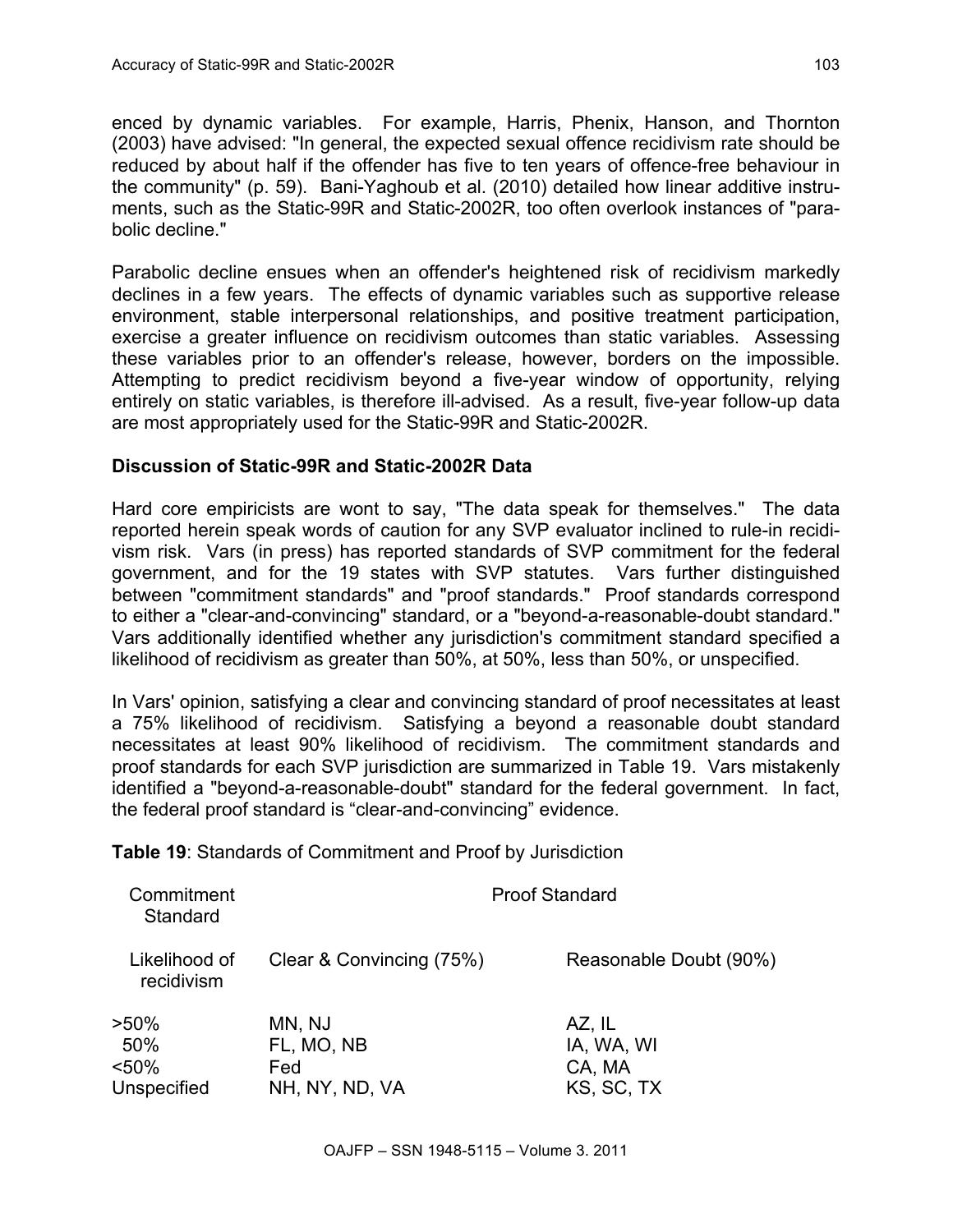enced by dynamic variables. For example, Harris, Phenix, Hanson, and Thornton (2003) have advised: "In general, the expected sexual offence recidivism rate should be reduced by about half if the offender has five to ten years of offence-free behaviour in the community" (p. 59). Bani-Yaghoub et al. (2010) detailed how linear additive instruments, such as the Static-99R and Static-2002R, too often overlook instances of "parabolic decline."

Parabolic decline ensues when an offender's heightened risk of recidivism markedly declines in a few years. The effects of dynamic variables such as supportive release environment, stable interpersonal relationships, and positive treatment participation, exercise a greater influence on recidivism outcomes than static variables. Assessing these variables prior to an offender's release, however, borders on the impossible. Attempting to predict recidivism beyond a five-year window of opportunity, relying entirely on static variables, is therefore ill-advised. As a result, five-year follow-up data are most appropriately used for the Static-99R and Static-2002R.

### Discussion of Static-99R and Static-2002R Data

Hard core empiricists are wont to say, "The data speak for themselves." The data reported herein speak words of caution for any SVP evaluator inclined to rule-in recidivism risk. Vars (in press) has reported standards of SVP commitment for the federal government, and for the 19 states with SVP statutes. Vars further distinguished between "commitment standards" and "proof standards." Proof standards correspond to either a "clear-and-convincing" standard, or a "beyond-a-reasonable-doubt standard." Vars additionally identified whether any jurisdiction's commitment standard specified a likelihood of recidivism as greater than 50%, at 50%, less than 50%, or unspecified.

In Vars' opinion, satisfying a clear and convincing standard of proof necessitates at least a 75% likelihood of recidivism. Satisfying a beyond a reasonable doubt standard necessitates at least 90% likelihood of recidivism. The commitment standards and proof standards for each SVP jurisdiction are summarized in Table 19. Vars mistakenly identified a "beyond-a-reasonable-doubt" standard for the federal government. In fact, the federal proof standard is “clear-and-convincing” evidence.

**Table 19**: Standards of Commitment and Proof by Jurisdiction

| Commitment Standard | Proof Standard | |
|---|---|---|
| Likelihood of recidivism | Clear & Convincing (75%) | Reasonable Doubt (90%) |
| >50% | MN, NJ | AZ, IL |
| 50% | FL, MO, NB | IA, WA, WI |
| <50% | Fed | CA, MA |
| Unspecified | NH, NY, ND, VA | KS, SC, TX |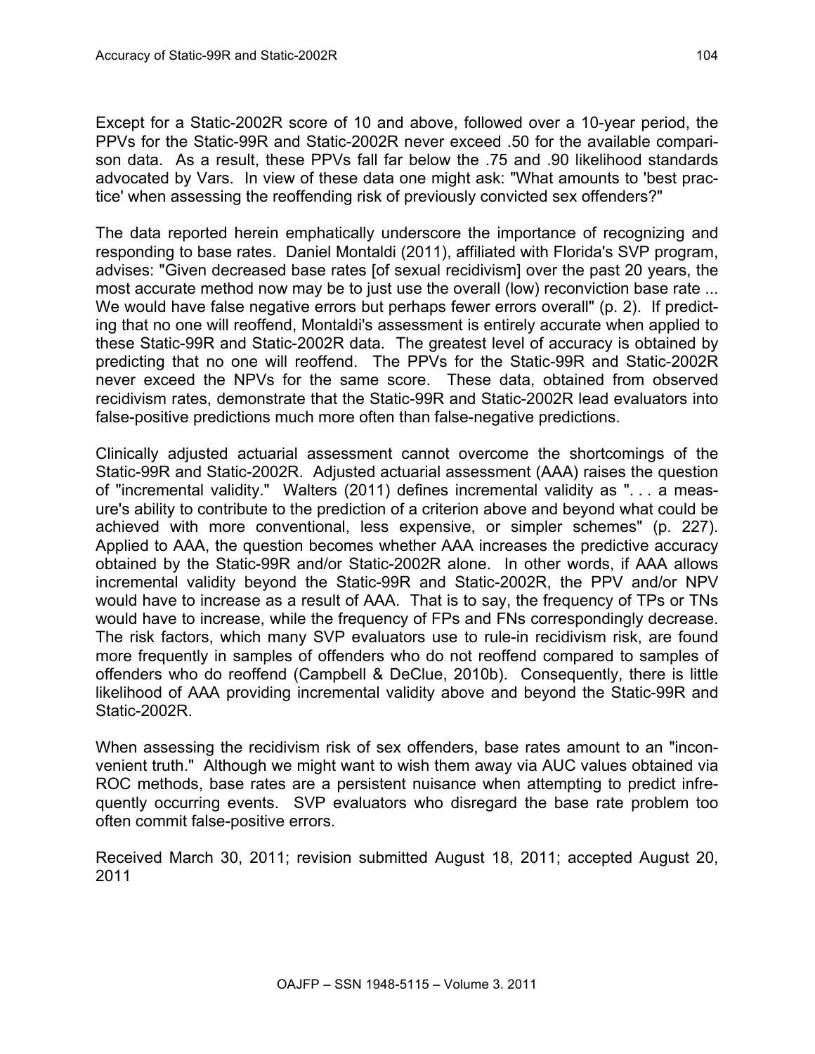Except for a Static-2002R score of 10 and above, followed over a 10-year period, the PPVs for the Static-99R and Static-2002R never exceed .50 for the available comparison data. As a result, these PPVs fall far below the .75 and .90 likelihood standards advocated by Vars. In view of these data one might ask: "What amounts to 'best practice' when assessing the reoffending risk of previously convicted sex offenders?"

The data reported herein emphatically underscore the importance of recognizing and responding to base rates. Daniel Montaldi (2011), affiliated with Florida's SVP program, advises: "Given decreased base rates [of sexual recidivism] over the past 20 years, the most accurate method now may be to just use the overall (low) reconviction base rate ... We would have false negative errors but perhaps fewer errors overall" (p. 2). If predicting that no one will reoffend, Montaldi's assessment is entirely accurate when applied to these Static-99R and Static-2002R data. The greatest level of accuracy is obtained by predicting that no one will reoffend. The PPVs for the Static-99R and Static-2002R never exceed the NPVs for the same score. These data, obtained from observed recidivism rates, demonstrate that the Static-99R and Static-2002R lead evaluators into false-positive predictions much more often than false-negative predictions.

Clinically adjusted actuarial assessment cannot overcome the shortcomings of the Static-99R and Static-2002R. Adjusted actuarial assessment (AAA) raises the question of "incremental validity." Walters (2011) defines incremental validity as ". . . a measure's ability to contribute to the prediction of a criterion above and beyond what could be achieved with more conventional, less expensive, or simpler schemes" (p. 227). Applied to AAA, the question becomes whether AAA increases the predictive accuracy obtained by the Static-99R and/or Static-2002R alone. In other words, if AAA allows incremental validity beyond the Static-99R and Static-2002R, the PPV and/or NPV would have to increase as a result of AAA. That is to say, the frequency of TPs or TNs would have to increase, while the frequency of FPs and FNs correspondingly decrease. The risk factors, which many SVP evaluators use to rule-in recidivism risk, are found more frequently in samples of offenders who do not reoffend compared to samples of offenders who do reoffend (Campbell & DeClue, 2010b). Consequently, there is little likelihood of AAA providing incremental validity above and beyond the Static-99R and Static-2002R.

When assessing the recidivism risk of sex offenders, base rates amount to an "inconvenient truth." Although we might want to wish them away via AUC values obtained via ROC methods, base rates are a persistent nuisance when attempting to predict infrequently occurring events. SVP evaluators who disregard the base rate problem too often commit false-positive errors.

Received March 30, 2011; revision submitted August 18, 2011; accepted August 20, 2011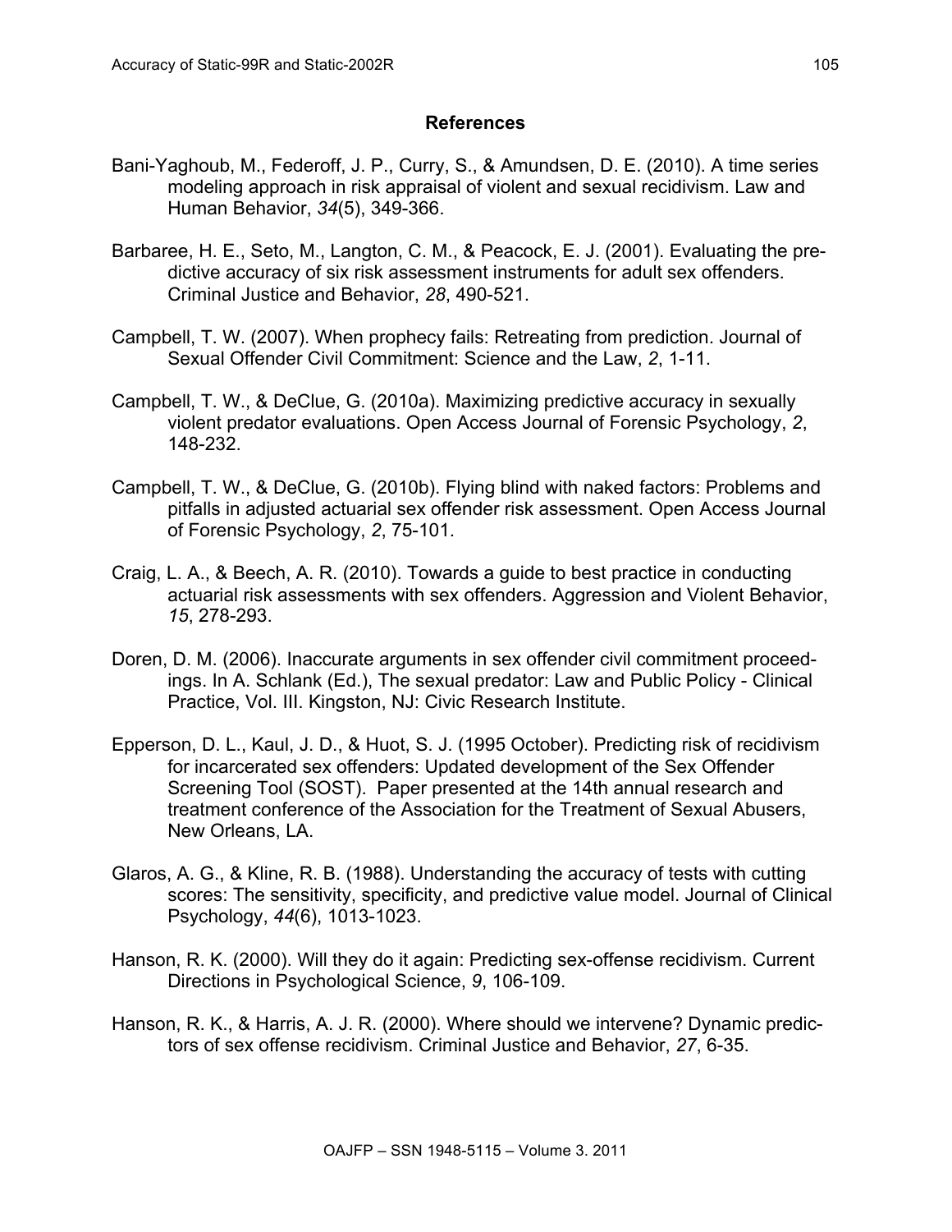## References

Bani-Yaghoub, M., Federoff, J. P., Curry, S., & Amundsen, D. E. (2010). A time series modeling approach in risk appraisal of violent and sexual recidivism. Law and Human Behavior, *34*(5), 349-366.

Barbaree, H. E., Seto, M., Langton, C. M., & Peacock, E. J. (2001). Evaluating the predictive accuracy of six risk assessment instruments for adult sex offenders. Criminal Justice and Behavior, *28*, 490-521.

Campbell, T. W. (2007). When prophecy fails: Retreating from prediction. Journal of Sexual Offender Civil Commitment: Science and the Law, *2*, 1-11.

Campbell, T. W., & DeClue, G. (2010a). Maximizing predictive accuracy in sexually violent predator evaluations. Open Access Journal of Forensic Psychology, *2*, 148-232.

Campbell, T. W., & DeClue, G. (2010b). Flying blind with naked factors: Problems and pitfalls in adjusted actuarial sex offender risk assessment. Open Access Journal of Forensic Psychology, *2*, 75-101.

Craig, L. A., & Beech, A. R. (2010). Towards a guide to best practice in conducting actuarial risk assessments with sex offenders. Aggression and Violent Behavior, *15*, 278-293.

Doren, D. M. (2006). Inaccurate arguments in sex offender civil commitment proceedings. In A. Schlank (Ed.), The sexual predator: Law and Public Policy - Clinical Practice, Vol. III. Kingston, NJ: Civic Research Institute.

Epperson, D. L., Kaul, J. D., & Huot, S. J. (1995 October). Predicting risk of recidivism for incarcerated sex offenders: Updated development of the Sex Offender Screening Tool (SOST). Paper presented at the 14th annual research and treatment conference of the Association for the Treatment of Sexual Abusers, New Orleans, LA.

Glaros, A. G., & Kline, R. B. (1988). Understanding the accuracy of tests with cutting scores: The sensitivity, specificity, and predictive value model. Journal of Clinical Psychology, *44*(6), 1013-1023.

Hanson, R. K. (2000). Will they do it again: Predicting sex-offense recidivism. Current Directions in Psychological Science, *9*, 106-109.

Hanson, R. K., & Harris, A. J. R. (2000). Where should we intervene? Dynamic predictors of sex offense recidivism. Criminal Justice and Behavior, *27*, 6-35.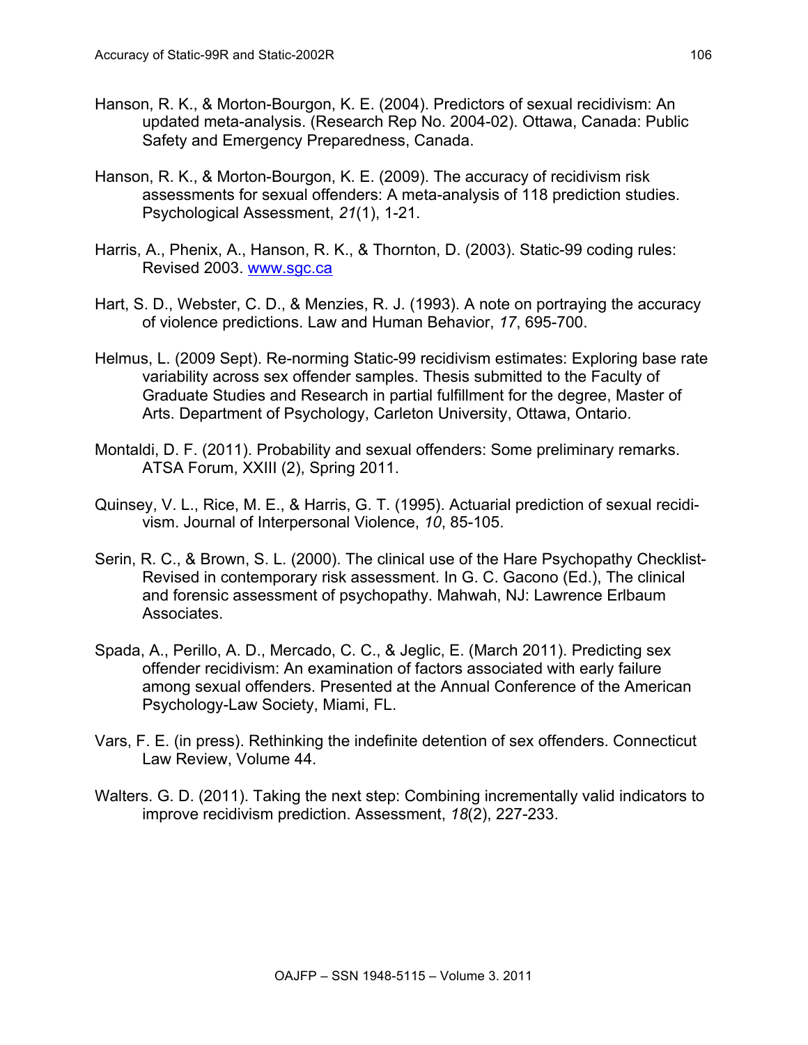Hanson, R. K., & Morton-Bourgon, K. E. (2004). Predictors of sexual recidivism: An updated meta-analysis. (Research Rep No. 2004-02). Ottawa, Canada: Public Safety and Emergency Preparedness, Canada.

Hanson, R. K., & Morton-Bourgon, K. E. (2009). The accuracy of recidivism risk assessments for sexual offenders: A meta-analysis of 118 prediction studies. Psychological Assessment, *21*(1), 1-21.

Harris, A., Phenix, A., Hanson, R. K., & Thornton, D. (2003). Static-99 coding rules: Revised 2003. www.sgc.ca

Hart, S. D., Webster, C. D., & Menzies, R. J. (1993). A note on portraying the accuracy of violence predictions. Law and Human Behavior, *17*, 695-700.

Helmus, L. (2009 Sept). Re-norming Static-99 recidivism estimates: Exploring base rate variability across sex offender samples. Thesis submitted to the Faculty of Graduate Studies and Research in partial fulfillment for the degree, Master of Arts. Department of Psychology, Carleton University, Ottawa, Ontario.

Montaldi, D. F. (2011). Probability and sexual offenders: Some preliminary remarks. ATSA Forum, XXIII (2), Spring 2011.

Quinsey, V. L., Rice, M. E., & Harris, G. T. (1995). Actuarial prediction of sexual recidivism. Journal of Interpersonal Violence, *10*, 85-105.

Serin, R. C., & Brown, S. L. (2000). The clinical use of the Hare Psychopathy Checklist-Revised in contemporary risk assessment. In G. C. Gacono (Ed.), The clinical and forensic assessment of psychopathy. Mahwah, NJ: Lawrence Erlbaum Associates.

Spada, A., Perillo, A. D., Mercado, C. C., & Jeglic, E. (March 2011). Predicting sex offender recidivism: An examination of factors associated with early failure among sexual offenders. Presented at the Annual Conference of the American Psychology-Law Society, Miami, FL.

Vars, F. E. (in press). Rethinking the indefinite detention of sex offenders. Connecticut Law Review, Volume 44.

Walters. G. D. (2011). Taking the next step: Combining incrementally valid indicators to improve recidivism prediction. Assessment, *18*(2), 227-233.